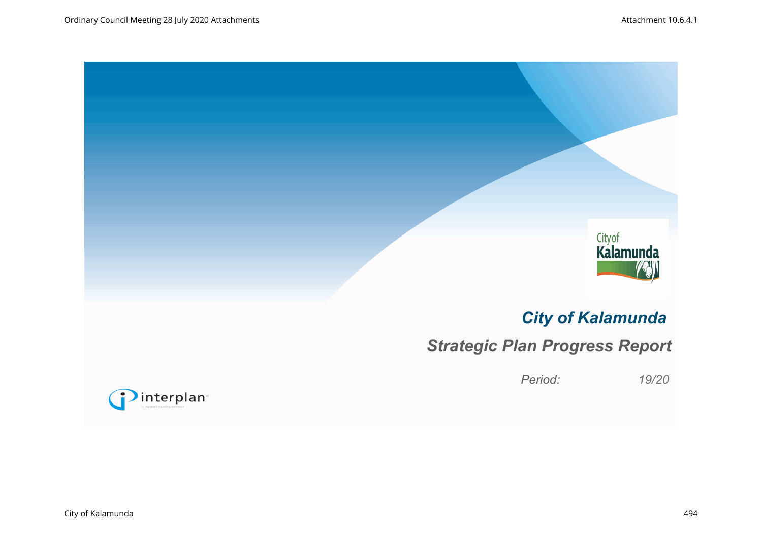# City of Kalamunda

## Strategic Plan Progress Report

*Period: 19/20*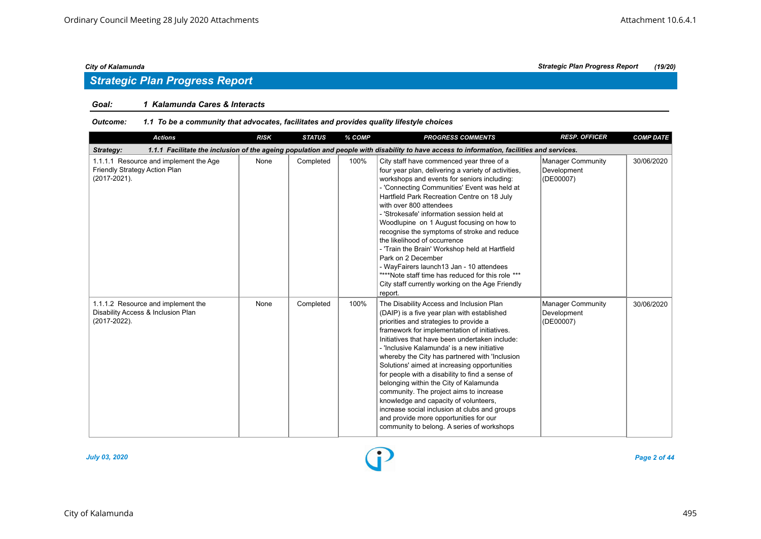City of Kalamunda

## Strategic Plan Progress Report

(19/20)

**Goal:** *1 Kalamunda Cares & Interacts*

**Outcome:** *1.1 To be a community that advocates, facilitates and provides quality lifestyle choices*

| Actions | RISK | STATUS | % COMP | PROGRESS COMMENTS | RESP. OFFICER | COMP DATE |
|---|---|---|---|---|---|---|
| **Strategy: 1.1.1 Facilitate the inclusion of the ageing population and people with disability to have access to information, facilities and services.** | | | | | | |
| 1.1.1.1 Resource and implement the Age Friendly Strategy Action Plan (2017-2021). | None | Completed | 100% | City staff have commenced year three of a four year plan, delivering a variety of activities, workshops and events for seniors including:<br>- 'Connecting Communities' Event was held at Hartfield Park Recreation Centre on 18 July with over 800 attendees<br>- 'Strokesafe' information session held at Woodlupine on 1 August focusing on how to recognise the symptoms of stroke and reduce the likelihood of occurrence<br>- 'Train the Brain' Workshop held at Hartfield Park on 2 December<br>- WayFairers launch13 Jan - 10 attendees<br>"***Note staff time has reduced for this role ***<br>City staff currently working on the Age Friendly report. | Manager Community Development (DE00007) | 30/06/2020 |
| 1.1.1.2 Resource and implement the Disability Access & Inclusion Plan (2017-2022). | None | Completed | 100% | The Disability Access and Inclusion Plan (DAIP) is a five year plan with established priorities and strategies to provide a framework for implementation of initiatives.<br>Initiatives that have been undertaken include:<br>- 'Inclusive Kalamunda' is a new initiative whereby the City has partnered with 'Inclusion Solutions' aimed at increasing opportunities for people with a disability to find a sense of belonging within the City of Kalamunda community. The project aims to increase knowledge and capacity of volunteers, increase social inclusion at clubs and groups and provide more opportunities for our community to belong. A series of workshops | Manager Community Development (DE00007) | 30/06/2020 |

*July 03, 2020*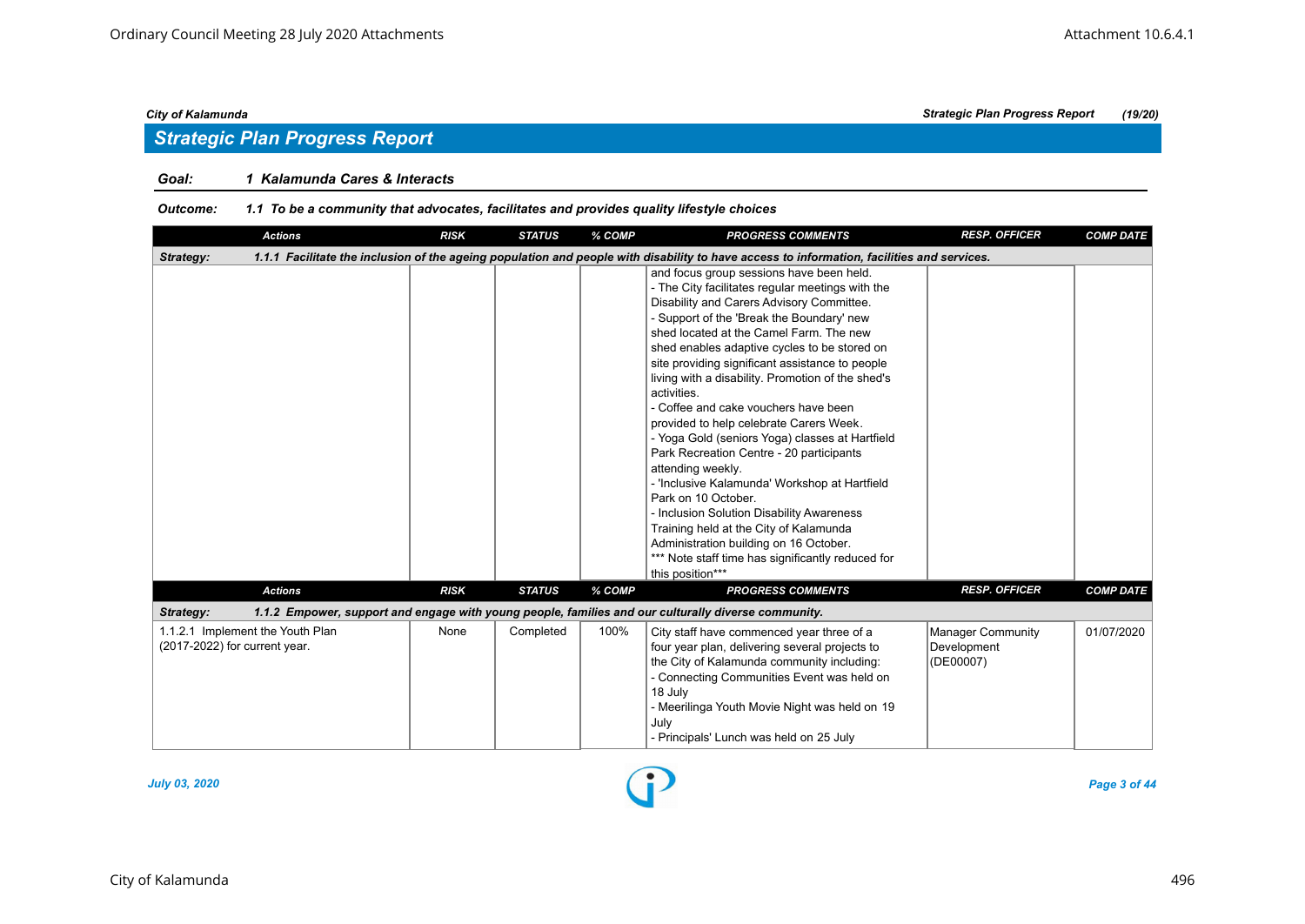## Strategic Plan Progress Report

**Goal:** 1 Kalamunda Cares & Interacts

**Outcome:** 1.1 To be a community that advocates, facilitates and provides quality lifestyle choices

| Actions | RISK | STATUS | % COMP | PROGRESS COMMENTS | RESP. OFFICER | COMP DATE |
|---|---|---|---|---|---|---|
| **Strategy: 1.1.1 Facilitate the inclusion of the ageing population and people with disability to have access to information, facilities and services.** | | | | | | |
| | | | | and focus group sessions have been held.<br>- The City facilitates regular meetings with the Disability and Carers Advisory Committee.<br>- Support of the 'Break the Boundary' new shed located at the Camel Farm. The new shed enables adaptive cycles to be stored on site providing significant assistance to people living with a disability. Promotion of the shed's activities.<br>- Coffee and cake vouchers have been provided to help celebrate Carers Week.<br>- Yoga Gold (seniors Yoga) classes at Hartfield Park Recreation Centre - 20 participants attending weekly.<br>- 'Inclusive Kalamunda' Workshop at Hartfield Park on 10 October.<br>- Inclusion Solution Disability Awareness Training held at the City of Kalamunda Administration building on 16 October.<br>*** Note staff time has significantly reduced for this position*** | | |

| Actions | RISK | STATUS | % COMP | PROGRESS COMMENTS | RESP. OFFICER | COMP DATE |
|---|---|---|---|---|---|---|
| **Strategy: 1.1.2 Empower, support and engage with young people, families and our culturally diverse community.** | | | | | | |
| 1.1.2.1 Implement the Youth Plan (2017-2022) for current year. | None | Completed | 100% | City staff have commenced year three of a four year plan, delivering several projects to the City of Kalamunda community including:<br>- Connecting Communities Event was held on 18 July<br>- Meerilinga Youth Movie Night was held on 19 July<br>- Principals' Lunch was held on 25 July | Manager Community Development (DE00007) | 01/07/2020 |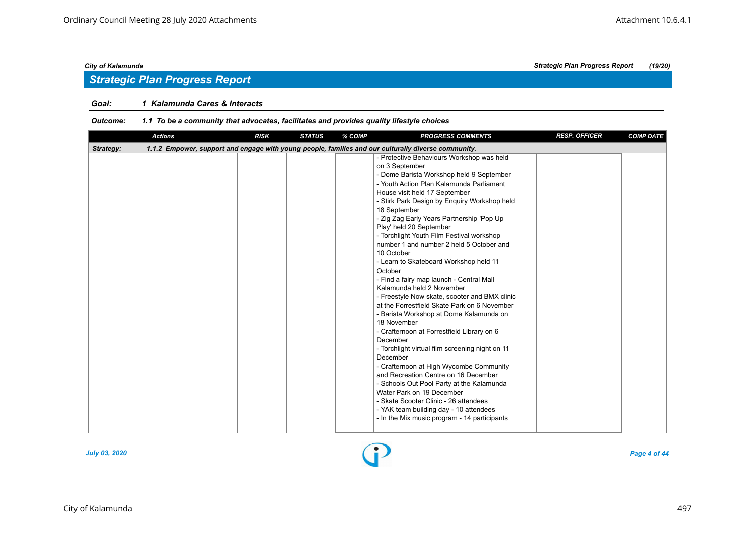## Strategic Plan Progress Report

**Goal:** 1 Kalamunda Cares & Interacts

**Outcome:** 1.1 To be a community that advocates, facilitates and provides quality lifestyle choices

| Actions | RISK | STATUS | % COMP | PROGRESS COMMENTS | RESP. OFFICER | COMP DATE |
|---|---|---|---|---|---|---|
| **Strategy:** 1.1.2 Empower, support and engage with young people, families and our culturally diverse community. | | | | | | |
| | | | | - Protective Behaviours Workshop was held on 3 September<br>- Dome Barista Workshop held 9 September<br>- Youth Action Plan Kalamunda Parliament House visit held 17 September<br>- Stirk Park Design by Enquiry Workshop held 18 September<br>- Zig Zag Early Years Partnership 'Pop Up Play' held 20 September<br>- Torchlight Youth Film Festival workshop number 1 and number 2 held 5 October and 10 October<br>- Learn to Skateboard Workshop held 11 October<br>- Find a fairy map launch - Central Mall Kalamunda held 2 November<br>- Freestyle Now skate, scooter and BMX clinic at the Forrestfield Skate Park on 6 November<br>- Barista Workshop at Dome Kalamunda on 18 November<br>- Crafternoon at Forrestfield Library on 6 December<br>- Torchlight virtual film screening night on 11 December<br>- Crafternoon at High Wycombe Community and Recreation Centre on 16 December<br>- Schools Out Pool Party at the Kalamunda Water Park on 19 December<br>- Skate Scooter Clinic - 26 attendees<br>- YAK team building day - 10 attendees<br>- In the Mix music program - 14 participants | | |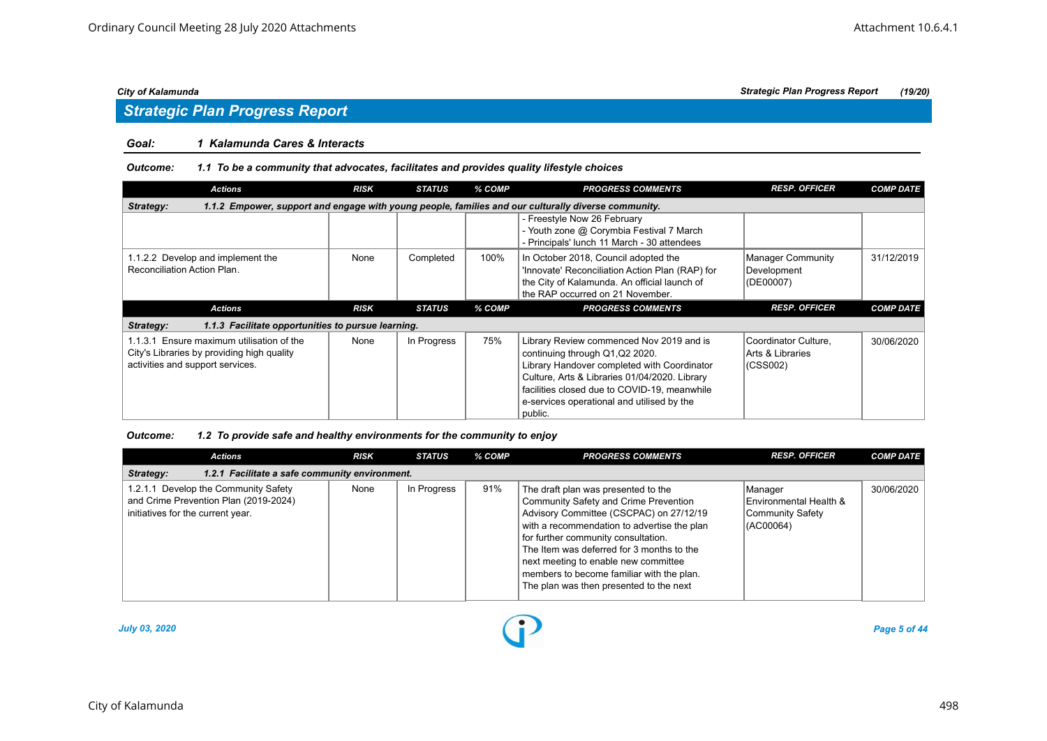## Strategic Plan Progress Report

**Goal:** 1 Kalamunda Cares & Interacts

**Outcome:** 1.1 To be a community that advocates, facilitates and provides quality lifestyle choices

| Actions | RISK | STATUS | % COMP | PROGRESS COMMENTS | RESP. OFFICER | COMP DATE |
|---|---|---|---|---|---|---|
| **Strategy: 1.1.2 Empower, support and engage with young people, families and our culturally diverse community.** | | | | | | |
| | | | | - Freestyle Now 26 February<br>- Youth zone @ Corymbia Festival 7 March<br>- Principals' lunch 11 March - 30 attendees | | |
| 1.1.2.2 Develop and implement the Reconciliation Action Plan. | None | Completed | 100% | In October 2018, Council adopted the 'Innovate' Reconciliation Action Plan (RAP) for the City of Kalamunda. An official launch of the RAP occurred on 21 November. | Manager Community Development (DE00007) | 31/12/2019 |

| Actions | RISK | STATUS | % COMP | PROGRESS COMMENTS | RESP. OFFICER | COMP DATE |
|---|---|---|---|---|---|---|
| **Strategy: 1.1.3 Facilitate opportunities to pursue learning.** | | | | | | |
| 1.1.3.1 Ensure maximum utilisation of the City's Libraries by providing high quality activities and support services. | None | In Progress | 75% | Library Review commenced Nov 2019 and is continuing through Q1,Q2 2020.<br>Library Handover completed with Coordinator Culture, Arts & Libraries 01/04/2020. Library facilities closed due to COVID-19, meanwhile e-services operational and utilised by the public. | Coordinator Culture, Arts & Libraries (CSS002) | 30/06/2020 |

**Outcome:** 1.2 To provide safe and healthy environments for the community to enjoy

| Actions | RISK | STATUS | % COMP | PROGRESS COMMENTS | RESP. OFFICER | COMP DATE |
|---|---|---|---|---|---|---|
| **Strategy: 1.2.1 Facilitate a safe community environment.** | | | | | | |
| 1.2.1.1 Develop the Community Safety and Crime Prevention Plan (2019-2024) initiatives for the current year. | None | In Progress | 91% | The draft plan was presented to the Community Safety and Crime Prevention Advisory Committee (CSCPAC) on 27/12/19 with a recommendation to advertise the plan for further community consultation.<br>The Item was deferred for 3 months to the next meeting to enable new committee members to become familiar with the plan.<br>The plan was then presented to the next | Manager Environmental Health & Community Safety (AC00064) | 30/06/2020 |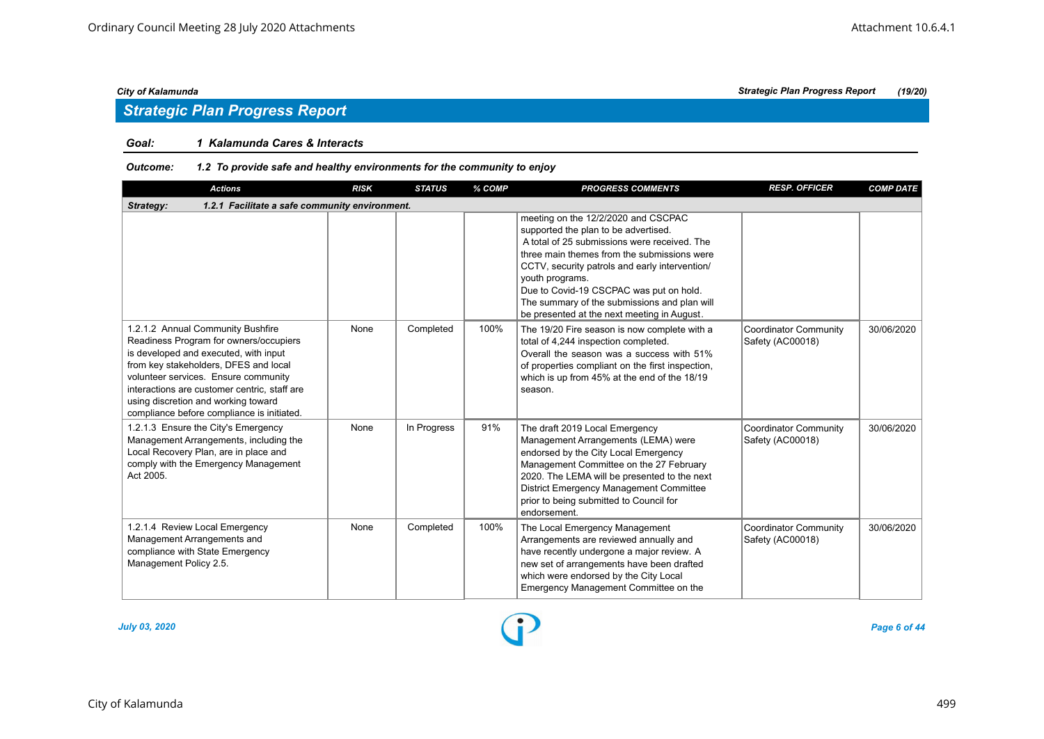## Strategic Plan Progress Report

**Goal:** *1 Kalamunda Cares & Interacts*

**Outcome:** *1.2 To provide safe and healthy environments for the community to enjoy*

| Actions | RISK | STATUS | % COMP | PROGRESS COMMENTS | RESP. OFFICER | COMP DATE |
|---|---|---|---|---|---|---|
| **Strategy: 1.2.1 Facilitate a safe community environment.** | | | | | | |
| | | | | meeting on the 12/2/2020 and CSCPAC supported the plan to be advertised. A total of 25 submissions were received. The three main themes from the submissions were CCTV, security patrols and early intervention/ youth programs. Due to Covid-19 CSCPAC was put on hold. The summary of the submissions and plan will be presented at the next meeting in August. | | |
| 1.2.1.2 Annual Community Bushfire Readiness Program for owners/occupiers is developed and executed, with input from key stakeholders, DFES and local volunteer services. Ensure community interactions are customer centric, staff are using discretion and working toward compliance before compliance is initiated. | None | Completed | 100% | The 19/20 Fire season is now complete with a total of 4,244 inspection completed. Overall the season was a success with 51% of properties compliant on the first inspection, which is up from 45% at the end of the 18/19 season. | Coordinator Community Safety (AC00018) | 30/06/2020 |
| 1.2.1.3 Ensure the City's Emergency Management Arrangements, including the Local Recovery Plan, are in place and comply with the Emergency Management Act 2005. | None | In Progress | 91% | The draft 2019 Local Emergency Management Arrangements (LEMA) were endorsed by the City Local Emergency Management Committee on the 27 February 2020. The LEMA will be presented to the next District Emergency Management Committee prior to being submitted to Council for endorsement. | Coordinator Community Safety (AC00018) | 30/06/2020 |
| 1.2.1.4 Review Local Emergency Management Arrangements and compliance with State Emergency Management Policy 2.5. | None | Completed | 100% | The Local Emergency Management Arrangements are reviewed annually and have recently undergone a major review. A new set of arrangements have been drafted which were endorsed by the City Local Emergency Management Committee on the | Coordinator Community Safety (AC00018) | 30/06/2020 |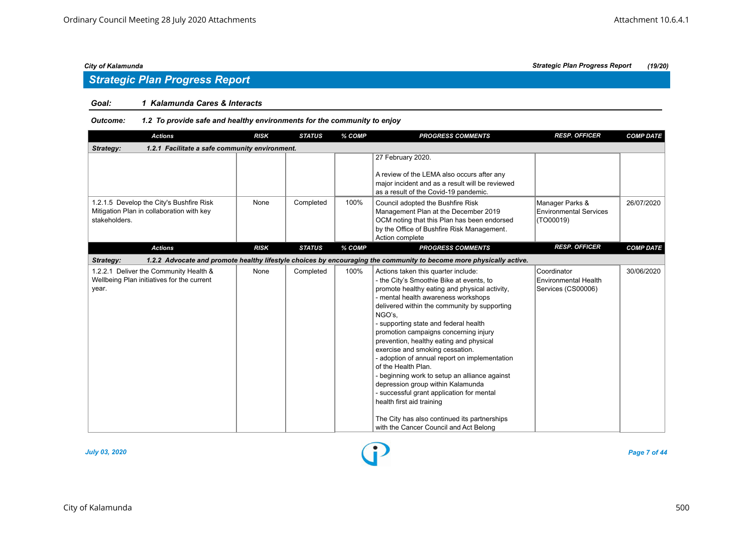## Strategic Plan Progress Report

**Goal:** *1 Kalamunda Cares & Interacts*

**Outcome:** *1.2 To provide safe and healthy environments for the community to enjoy*

| Actions | RISK | STATUS | % COMP | PROGRESS COMMENTS | RESP. OFFICER | COMP DATE |
|---|---|---|---|---|---|---|
| **Strategy: 1.2.1 Facilitate a safe community environment.** | | | | | | |
| | | | | 27 February 2020.<br><br>A review of the LEMA also occurs after any major incident and as a result will be reviewed as a result of the Covid-19 pandemic. | | |
| 1.2.1.5 Develop the City's Bushfire Risk Mitigation Plan in collaboration with key stakeholders. | None | Completed | 100% | Council adopted the Bushfire Risk Management Plan at the December 2019 OCM noting that this Plan has been endorsed by the Office of Bushfire Risk Management. Action complete | Manager Parks & Environmental Services (TO00019) | 26/07/2020 |
| **Strategy: 1.2.2 Advocate and promote healthy lifestyle choices by encouraging the community to become more physically active.** | | | | | | |
| 1.2.2.1 Deliver the Community Health & Wellbeing Plan initiatives for the current year. | None | Completed | 100% | Actions taken this quarter include:<br>- the City's Smoothie Bike at events, to promote healthy eating and physical activity,<br>- mental health awareness workshops delivered within the community by supporting NGO's,<br>- supporting state and federal health promotion campaigns concerning injury prevention, healthy eating and physical exercise and smoking cessation.<br>- adoption of annual report on implementation of the Health Plan.<br>- beginning work to setup an alliance against depression group within Kalamunda<br>- successful grant application for mental health first aid training<br><br>The City has also continued its partnerships with the Cancer Council and Act Belong | Coordinator Environmental Health Services (CS00006) | 30/06/2020 |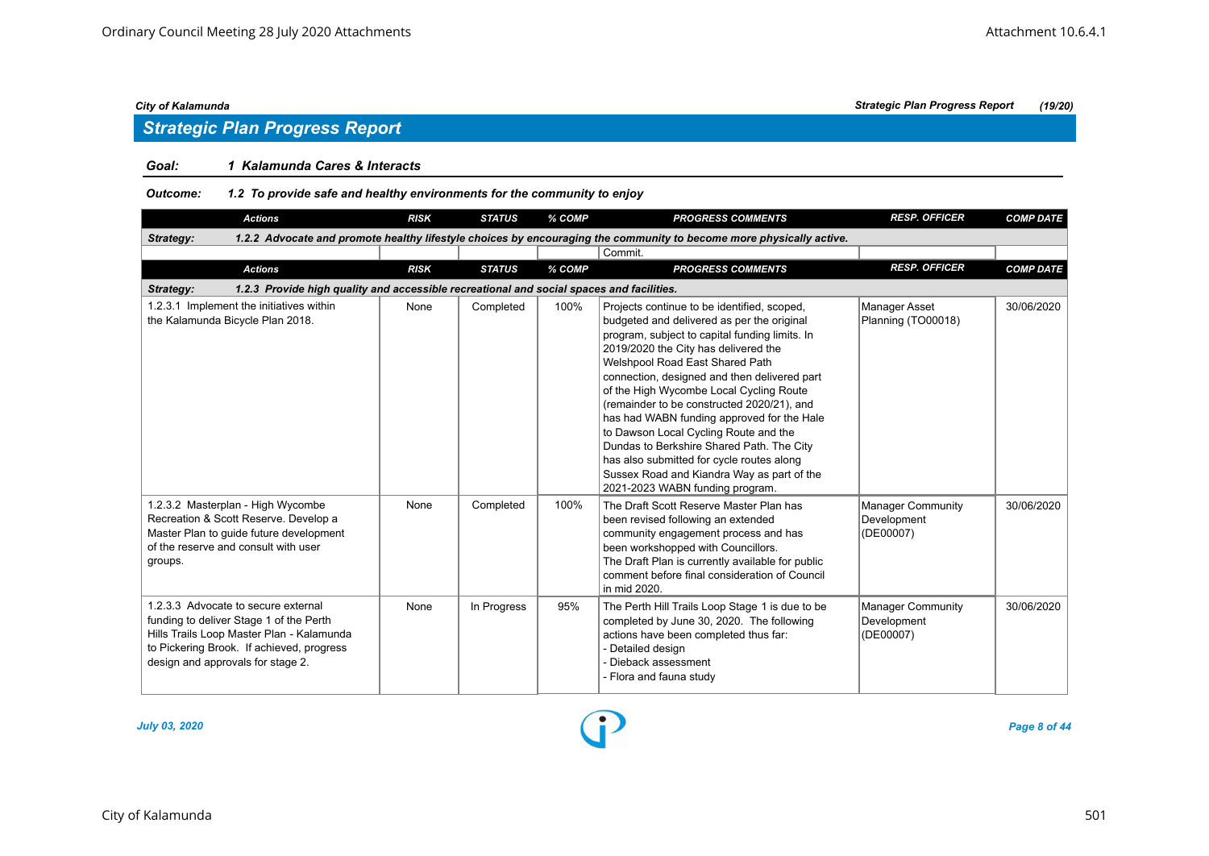## Strategic Plan Progress Report

**Goal:** *1 Kalamunda Cares & Interacts*

**Outcome:** *1.2 To provide safe and healthy environments for the community to enjoy*

| Actions | RISK | STATUS | % COMP | PROGRESS COMMENTS | RESP. OFFICER | COMP DATE |
|---|---|---|---|---|---|---|
| **Strategy:** *1.2.2 Advocate and promote healthy lifestyle choices by encouraging the community to become more physically active.* | | | | | | |
| | | | | Commit. | | |

| Actions | RISK | STATUS | % COMP | PROGRESS COMMENTS | RESP. OFFICER | COMP DATE |
|---|---|---|---|---|---|---|
| **Strategy:** *1.2.3 Provide high quality and accessible recreational and social spaces and facilities.* | | | | | | |
| 1.2.3.1 Implement the initiatives within the Kalamunda Bicycle Plan 2018. | None | Completed | 100% | Projects continue to be identified, scoped, budgeted and delivered as per the original program, subject to capital funding limits. In 2019/2020 the City has delivered the Welshpool Road East Shared Path connection, designed and then delivered part of the High Wycombe Local Cycling Route (remainder to be constructed 2020/21), and has had WABN funding approved for the Hale to Dawson Local Cycling Route and the Dundas to Berkshire Shared Path. The City has also submitted for cycle routes along Sussex Road and Kiandra Way as part of the 2021-2023 WABN funding program. | Manager Asset Planning (TO00018) | 30/06/2020 |
| 1.2.3.2 Masterplan - High Wycombe Recreation & Scott Reserve. Develop a Master Plan to guide future development of the reserve and consult with user groups. | None | Completed | 100% | The Draft Scott Reserve Master Plan has been revised following an extended community engagement process and has been workshopped with Councillors. The Draft Plan is currently available for public comment before final consideration of Council in mid 2020. | Manager Community Development (DE00007) | 30/06/2020 |
| 1.2.3.3 Advocate to secure external funding to deliver Stage 1 of the Perth Hills Trails Loop Master Plan - Kalamunda to Pickering Brook. If achieved, progress design and approvals for stage 2. | None | In Progress | 95% | The Perth Hill Trails Loop Stage 1 is due to be completed by June 30, 2020. The following actions have been completed thus far:<br>- Detailed design<br>- Dieback assessment<br>- Flora and fauna study | Manager Community Development (DE00007) | 30/06/2020 |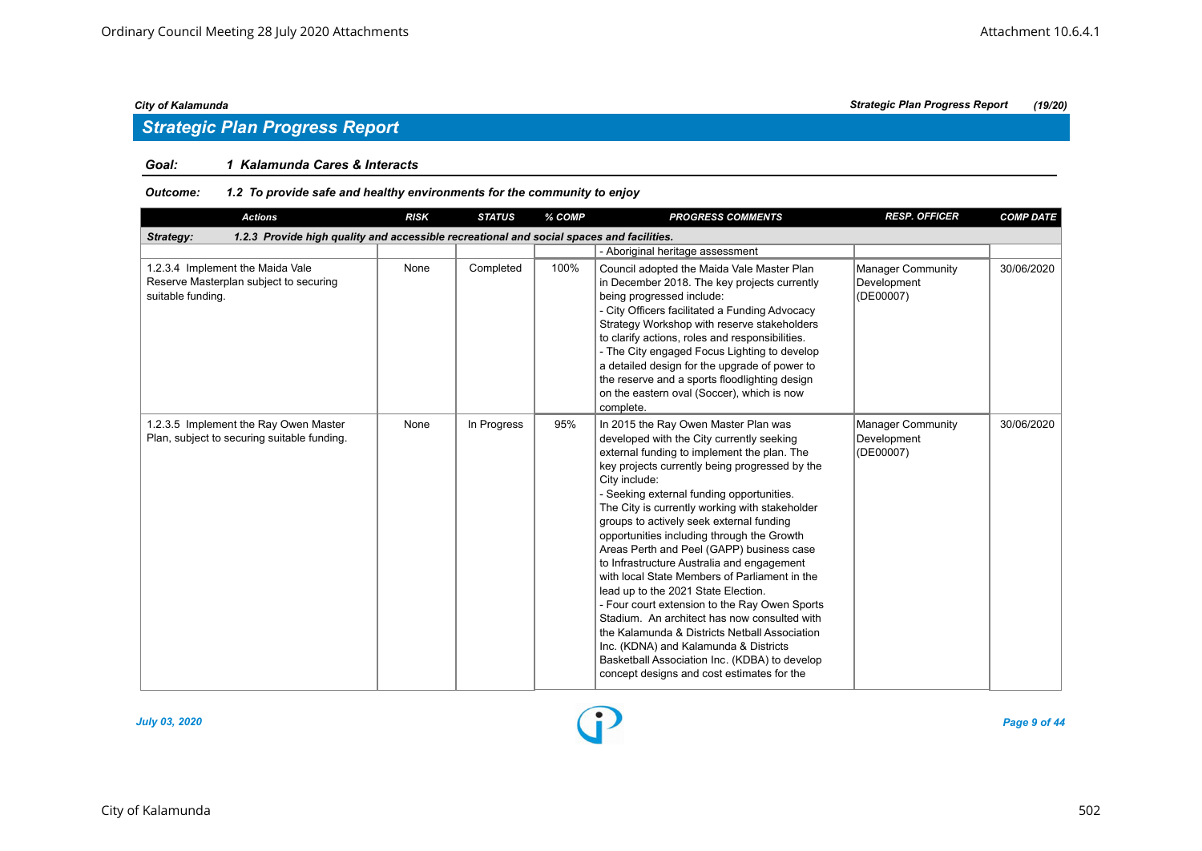## Strategic Plan Progress Report

**Goal:** ***1 Kalamunda Cares & Interacts***

**Outcome:** ***1.2 To provide safe and healthy environments for the community to enjoy***

| Actions | RISK | STATUS | % COMP | PROGRESS COMMENTS | RESP. OFFICER | COMP DATE |
|---|---|---|---|---|---|---|
| ***Strategy: 1.2.3 Provide high quality and accessible recreational and social spaces and facilities.*** | | | | | | |
| | | | | - Aboriginal heritage assessment | | |
| 1.2.3.4 Implement the Maida Vale Reserve Masterplan subject to securing suitable funding. | None | Completed | 100% | Council adopted the Maida Vale Master Plan in December 2018. The key projects currently being progressed include:<br>- City Officers facilitated a Funding Advocacy Strategy Workshop with reserve stakeholders to clarify actions, roles and responsibilities.<br>- The City engaged Focus Lighting to develop a detailed design for the upgrade of power to the reserve and a sports floodlighting design on the eastern oval (Soccer), which is now complete. | Manager Community Development (DE00007) | 30/06/2020 |
| 1.2.3.5 Implement the Ray Owen Master Plan, subject to securing suitable funding. | None | In Progress | 95% | In 2015 the Ray Owen Master Plan was developed with the City currently seeking external funding to implement the plan. The key projects currently being progressed by the City include:<br>- Seeking external funding opportunities. The City is currently working with stakeholder groups to actively seek external funding opportunities including through the Growth Areas Perth and Peel (GAPP) business case to Infrastructure Australia and engagement with local State Members of Parliament in the lead up to the 2021 State Election.<br>- Four court extension to the Ray Owen Sports Stadium. An architect has now consulted with the Kalamunda & Districts Netball Association Inc. (KDNA) and Kalamunda & Districts Basketball Association Inc. (KDBA) to develop concept designs and cost estimates for the | Manager Community Development (DE00007) | 30/06/2020 |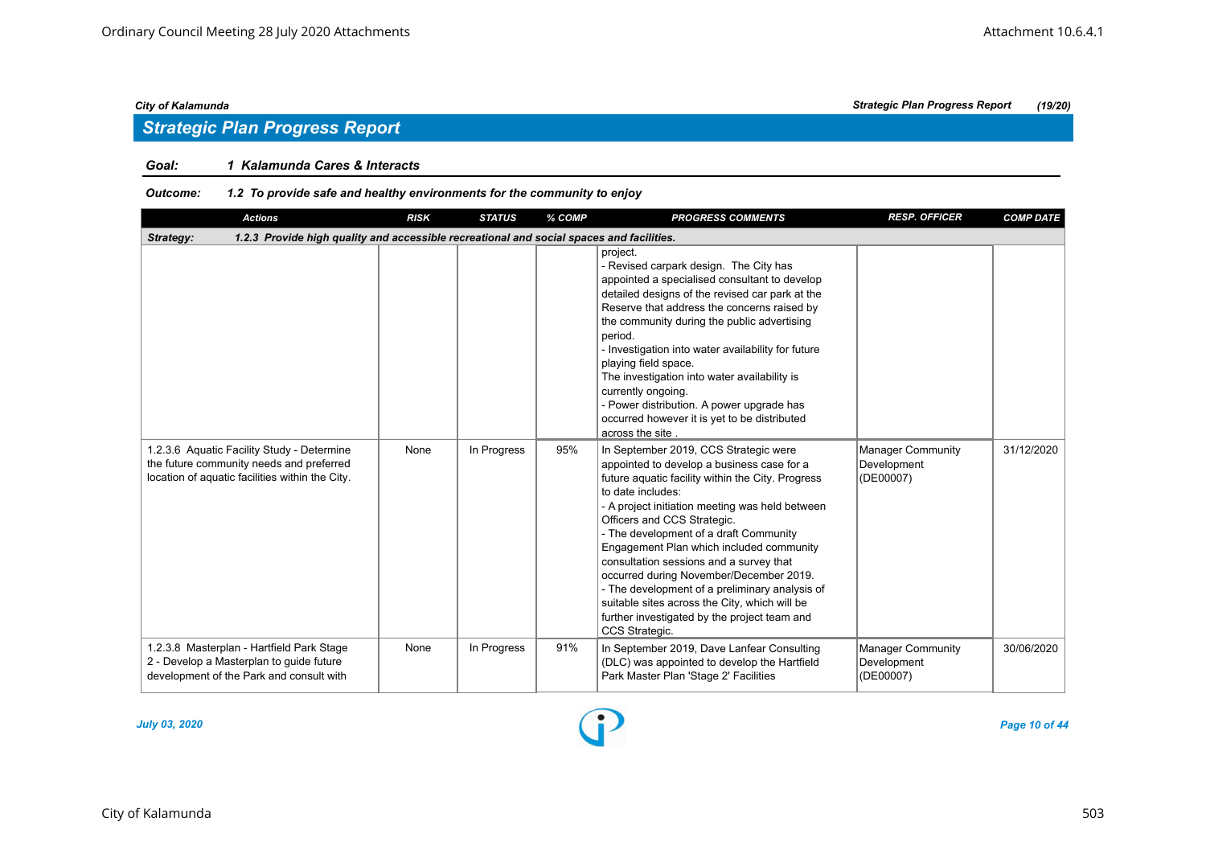## Strategic Plan Progress Report

**Goal:** ***1 Kalamunda Cares & Interacts***

**Outcome:** ***1.2 To provide safe and healthy environments for the community to enjoy***

| Actions | RISK | STATUS | % COMP | PROGRESS COMMENTS | RESP. OFFICER | COMP DATE |
|---|---|---|---|---|---|---|
| **Strategy: 1.2.3 Provide high quality and accessible recreational and social spaces and facilities.** | | | | | | |
| | | | | project.<br>- Revised carpark design. The City has appointed a specialised consultant to develop detailed designs of the revised car park at the Reserve that address the concerns raised by the community during the public advertising period.<br>- Investigation into water availability for future playing field space.<br>The investigation into water availability is currently ongoing.<br>- Power distribution. A power upgrade has occurred however it is yet to be distributed across the site . | | |
| 1.2.3.6 Aquatic Facility Study - Determine the future community needs and preferred location of aquatic facilities within the City. | None | In Progress | 95% | In September 2019, CCS Strategic were appointed to develop a business case for a future aquatic facility within the City. Progress to date includes:<br>- A project initiation meeting was held between Officers and CCS Strategic.<br>- The development of a draft Community Engagement Plan which included community consultation sessions and a survey that occurred during November/December 2019.<br>- The development of a preliminary analysis of suitable sites across the City, which will be further investigated by the project team and CCS Strategic. | Manager Community Development (DE00007) | 31/12/2020 |
| 1.2.3.8 Masterplan - Hartfield Park Stage 2 - Develop a Masterplan to guide future development of the Park and consult with | None | In Progress | 91% | In September 2019, Dave Lanfear Consulting (DLC) was appointed to develop the Hartfield Park Master Plan 'Stage 2' Facilities | Manager Community Development (DE00007) | 30/06/2020 |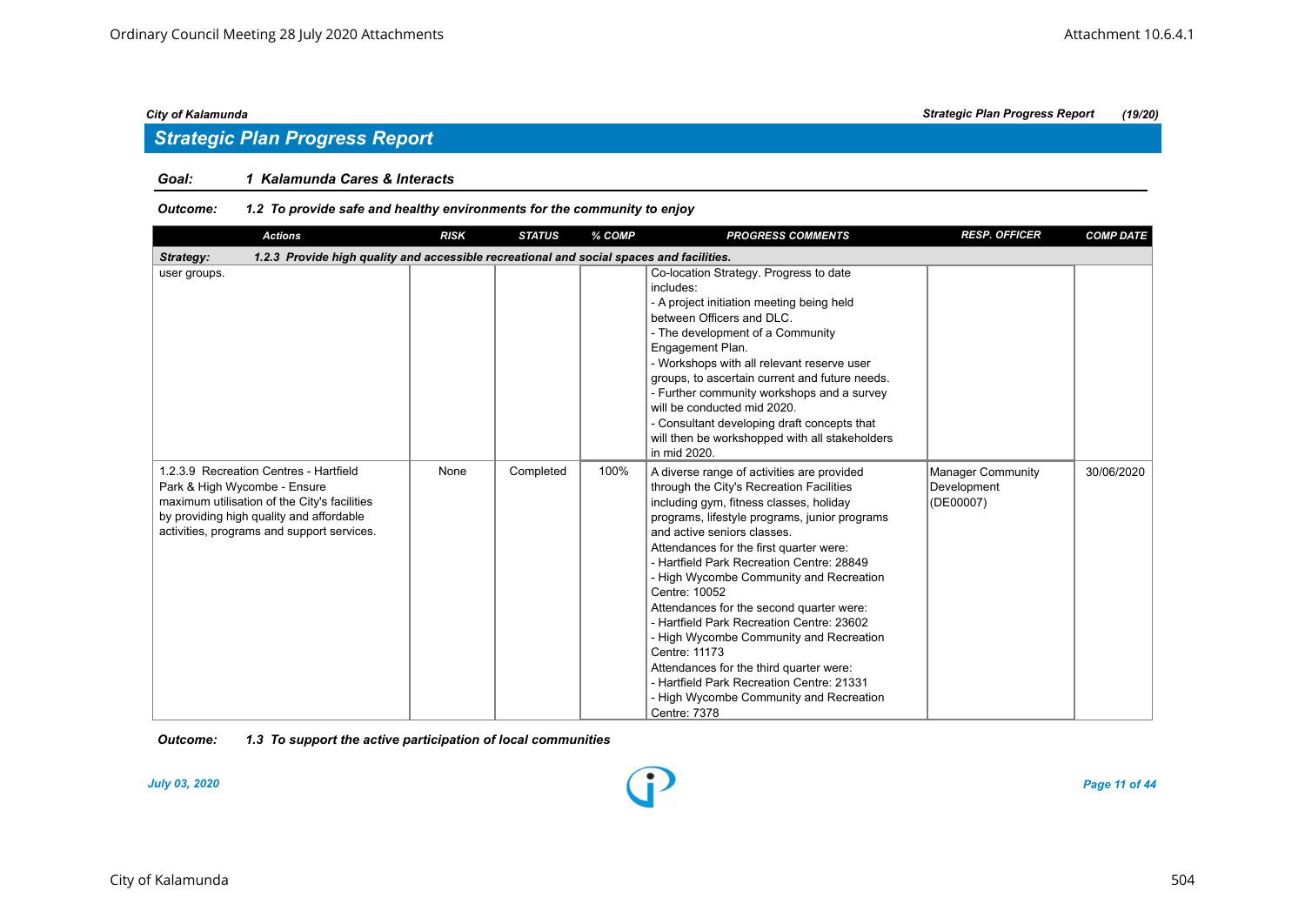## Strategic Plan Progress Report

**Goal: 1 Kalamunda Cares & Interacts**

***Outcome: 1.2 To provide safe and healthy environments for the community to enjoy***

| Actions | RISK | STATUS | % COMP | PROGRESS COMMENTS | RESP. OFFICER | COMP DATE |
|---|---|---|---|---|---|---|
| ***Strategy: 1.2.3 Provide high quality and accessible recreational and social spaces and facilities.*** | | | | | | |
| user groups. | | | | Co-location Strategy. Progress to date includes:<br>- A project initiation meeting being held between Officers and DLC.<br>- The development of a Community Engagement Plan.<br>- Workshops with all relevant reserve user groups, to ascertain current and future needs.<br>- Further community workshops and a survey will be conducted mid 2020.<br>- Consultant developing draft concepts that will then be workshopped with all stakeholders in mid 2020. | | |
| 1.2.3.9 Recreation Centres - Hartfield Park & High Wycombe - Ensure maximum utilisation of the City's facilities by providing high quality and affordable activities, programs and support services. | None | Completed | 100% | A diverse range of activities are provided through the City's Recreation Facilities including gym, fitness classes, holiday programs, lifestyle programs, junior programs and active seniors classes.<br>Attendances for the first quarter were:<br>- Hartfield Park Recreation Centre: 28849<br>- High Wycombe Community and Recreation Centre: 10052<br>Attendances for the second quarter were:<br>- Hartfield Park Recreation Centre: 23602<br>- High Wycombe Community and Recreation Centre: 11173<br>Attendances for the third quarter were:<br>- Hartfield Park Recreation Centre: 21331<br>- High Wycombe Community and Recreation Centre: 7378 | Manager Community Development (DE00007) | 30/06/2020 |

***Outcome: 1.3 To support the active participation of local communities***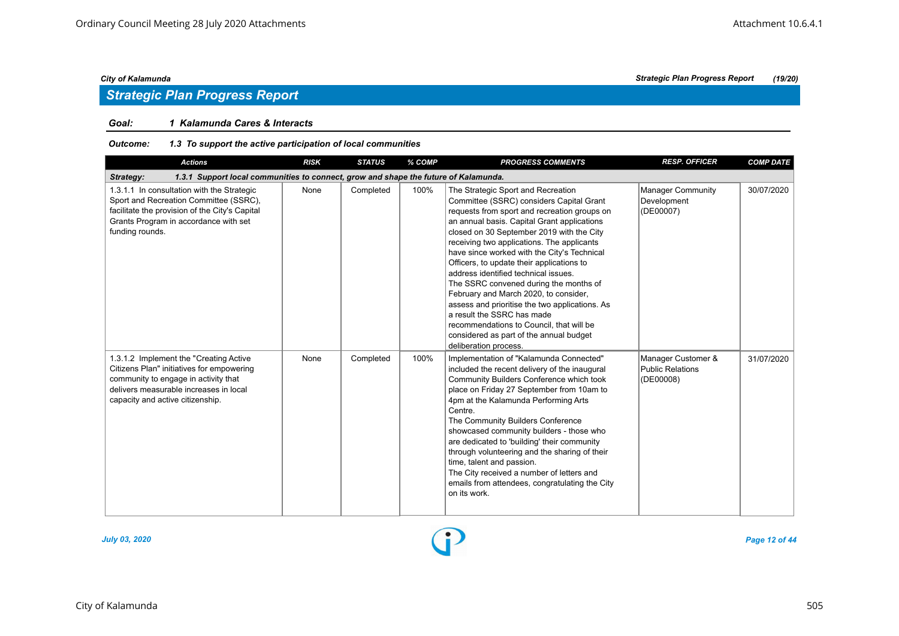## Strategic Plan Progress Report

**Goal:** *1 Kalamunda Cares & Interacts*

**Outcome:** *1.3 To support the active participation of local communities*

| Actions | RISK | STATUS | % COMP | PROGRESS COMMENTS | RESP. OFFICER | COMP DATE |
|---|---|---|---|---|---|---|
| ***Strategy: 1.3.1 Support local communities to connect, grow and shape the future of Kalamunda.*** | | | | | | |
| 1.3.1.1 In consultation with the Strategic Sport and Recreation Committee (SSRC), facilitate the provision of the City's Capital Grants Program in accordance with set funding rounds. | None | Completed | 100% | The Strategic Sport and Recreation Committee (SSRC) considers Capital Grant requests from sport and recreation groups on an annual basis. Capital Grant applications closed on 30 September 2019 with the City receiving two applications. The applicants have since worked with the City's Technical Officers, to update their applications to address identified technical issues.<br>The SSRC convened during the months of February and March 2020, to consider, assess and prioritise the two applications. As a result the SSRC has made recommendations to Council, that will be considered as part of the annual budget deliberation process. | Manager Community Development (DE00007) | 30/07/2020 |
| 1.3.1.2 Implement the "Creating Active Citizens Plan" initiatives for empowering community to engage in activity that delivers measurable increases in local capacity and active citizenship. | None | Completed | 100% | Implementation of "Kalamunda Connected" included the recent delivery of the inaugural Community Builders Conference which took place on Friday 27 September from 10am to 4pm at the Kalamunda Performing Arts Centre.<br>The Community Builders Conference showcased community builders - those who are dedicated to 'building' their community through volunteering and the sharing of their time, talent and passion.<br>The City received a number of letters and emails from attendees, congratulating the City on its work. | Manager Customer & Public Relations (DE00008) | 31/07/2020 |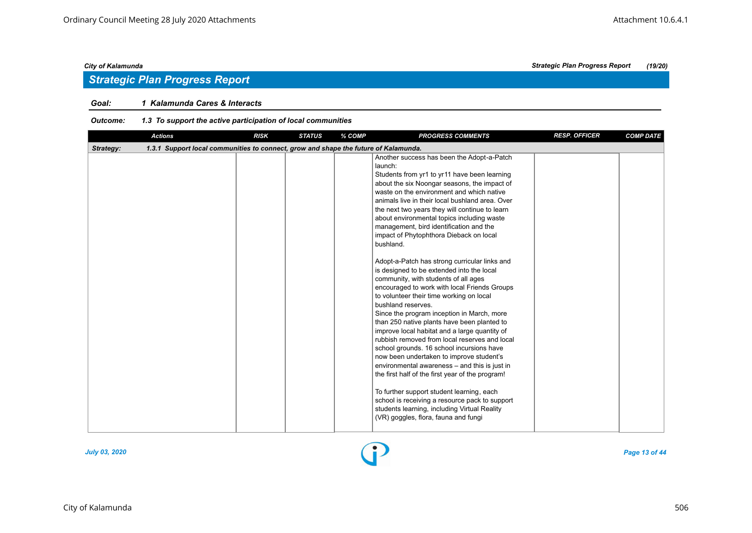## Strategic Plan Progress Report

**Goal:** 1 Kalamunda Cares & Interacts

**Outcome:** 1.3 To support the active participation of local communities

| Actions | RISK | STATUS | % COMP | PROGRESS COMMENTS | RESP. OFFICER | COMP DATE |
|---|---|---|---|---|---|---|
| **Strategy:** 1.3.1 Support local communities to connect, grow and shape the future of Kalamunda. | | | | | | |
| | | | | Another success has been the Adopt-a-Patch launch:<br>Students from yr1 to yr11 have been learning about the six Noongar seasons, the impact of waste on the environment and which native animals live in their local bushland area. Over the next two years they will continue to learn about environmental topics including waste management, bird identification and the impact of Phytophthora Dieback on local bushland.<br><br>Adopt-a-Patch has strong curricular links and is designed to be extended into the local community, with students of all ages encouraged to work with local Friends Groups to volunteer their time working on local bushland reserves.<br>Since the program inception in March, more than 250 native plants have been planted to improve local habitat and a large quantity of rubbish removed from local reserves and local school grounds. 16 school incursions have now been undertaken to improve student's environmental awareness – and this is just in the first half of the first year of the program!<br><br>To further support student learning, each school is receiving a resource pack to support students learning, including Virtual Reality (VR) goggles, flora, fauna and fungi | | |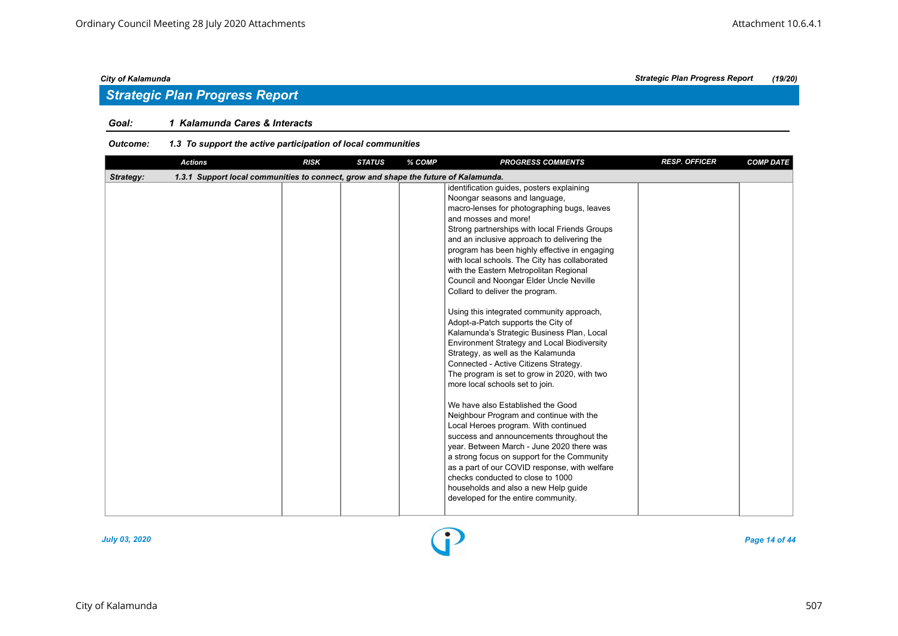## Strategic Plan Progress Report

**Goal:** *1 Kalamunda Cares & Interacts*

**Outcome:** *1.3 To support the active participation of local communities*

| Actions | RISK | STATUS | % COMP | PROGRESS COMMENTS | RESP. OFFICER | COMP DATE |
|---|---|---|---|---|---|---|
| **Strategy:** 1.3.1 Support local communities to connect, grow and shape the future of Kalamunda. | | | | | | |
| | | | | identification guides, posters explaining Noongar seasons and language, macro-lenses for photographing bugs, leaves and mosses and more! Strong partnerships with local Friends Groups and an inclusive approach to delivering the program has been highly effective in engaging with local schools. The City has collaborated with the Eastern Metropolitan Regional Council and Noongar Elder Uncle Neville Collard to deliver the program.<br><br>Using this integrated community approach, Adopt-a-Patch supports the City of Kalamunda's Strategic Business Plan, Local Environment Strategy and Local Biodiversity Strategy, as well as the Kalamunda Connected - Active Citizens Strategy. The program is set to grow in 2020, with two more local schools set to join.<br><br>We have also Established the Good Neighbour Program and continue with the Local Heroes program. With continued success and announcements throughout the year. Between March - June 2020 there was a strong focus on support for the Community as a part of our COVID response, with welfare checks conducted to close to 1000 households and also a new Help guide developed for the entire community. | | |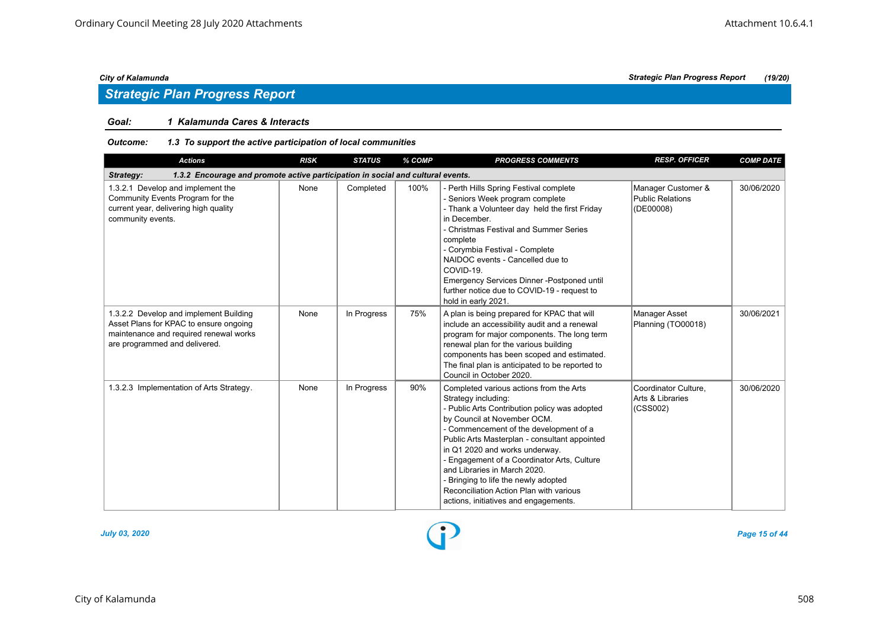## Strategic Plan Progress Report

**Goal:** *1 Kalamunda Cares & Interacts*

**Outcome:** *1.3 To support the active participation of local communities*

| Actions | RISK | STATUS | % COMP | PROGRESS COMMENTS | RESP. OFFICER | COMP DATE |
|---|---|---|---|---|---|---|
| **Strategy: 1.3.2 Encourage and promote active participation in social and cultural events.** | | | | | | |
| 1.3.2.1 Develop and implement the Community Events Program for the current year, delivering high quality community events. | None | Completed | 100% | - Perth Hills Spring Festival complete<br>- Seniors Week program complete<br>- Thank a Volunteer day held the first Friday in December.<br>- Christmas Festival and Summer Series complete<br>- Corymbia Festival - Complete<br>NAIDOC events - Cancelled due to COVID-19.<br>Emergency Services Dinner -Postponed until further notice due to COVID-19 - request to hold in early 2021. | Manager Customer & Public Relations (DE00008) | 30/06/2020 |
| 1.3.2.2 Develop and implement Building Asset Plans for KPAC to ensure ongoing maintenance and required renewal works are programmed and delivered. | None | In Progress | 75% | A plan is being prepared for KPAC that will include an accessibility audit and a renewal program for major components. The long term renewal plan for the various building components has been scoped and estimated. The final plan is anticipated to be reported to Council in October 2020. | Manager Asset Planning (TO00018) | 30/06/2021 |
| 1.3.2.3 Implementation of Arts Strategy. | None | In Progress | 90% | Completed various actions from the Arts Strategy including:<br>- Public Arts Contribution policy was adopted by Council at November OCM.<br>- Commencement of the development of a Public Arts Masterplan - consultant appointed in Q1 2020 and works underway.<br>- Engagement of a Coordinator Arts, Culture and Libraries in March 2020.<br>- Bringing to life the newly adopted Reconciliation Action Plan with various actions, initiatives and engagements. | Coordinator Culture, Arts & Libraries (CSS002) | 30/06/2020 |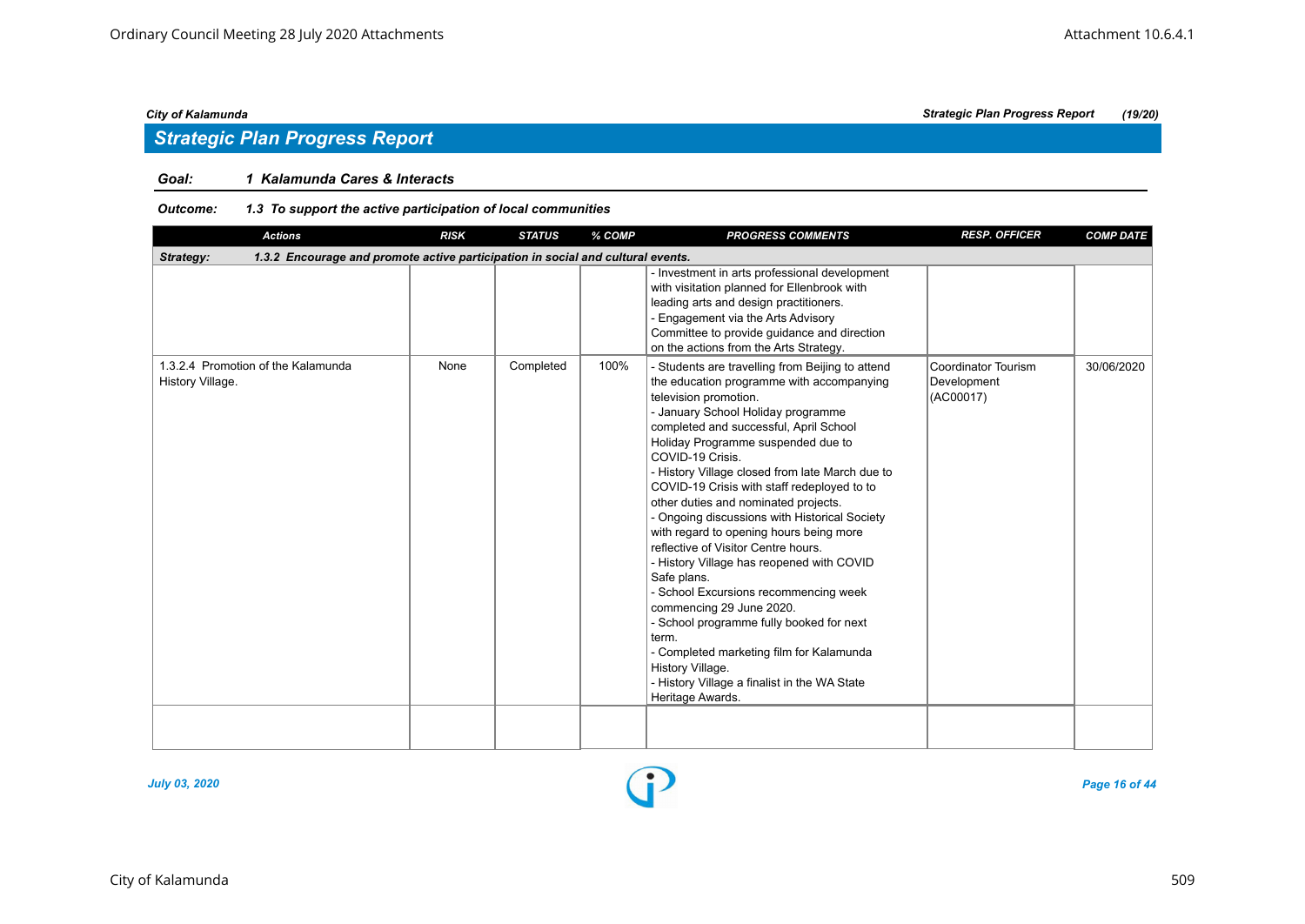## Strategic Plan Progress Report

**Goal:** *1 Kalamunda Cares & Interacts*

**Outcome:** *1.3 To support the active participation of local communities*

| Actions | RISK | STATUS | % COMP | PROGRESS COMMENTS | RESP. OFFICER | COMP DATE |
|---|---|---|---|---|---|---|
| **Strategy: 1.3.2 Encourage and promote active participation in social and cultural events.** | | | | | | |
| | | | | - Investment in arts professional development with visitation planned for Ellenbrook with leading arts and design practitioners.<br>- Engagement via the Arts Advisory Committee to provide guidance and direction on the actions from the Arts Strategy. | | |
| 1.3.2.4 Promotion of the Kalamunda History Village. | None | Completed | 100% | - Students are travelling from Beijing to attend the education programme with accompanying television promotion.<br>- January School Holiday programme completed and successful, April School Holiday Programme suspended due to COVID-19 Crisis.<br>- History Village closed from late March due to COVID-19 Crisis with staff redeployed to to other duties and nominated projects.<br>- Ongoing discussions with Historical Society with regard to opening hours being more reflective of Visitor Centre hours.<br>- History Village has reopened with COVID Safe plans.<br>- School Excursions recommencing week commencing 29 June 2020.<br>- School programme fully booked for next term.<br>- Completed marketing film for Kalamunda History Village.<br>- History Village a finalist in the WA State Heritage Awards. | Coordinator Tourism Development (AC00017) | 30/06/2020 |
| | | | | | | |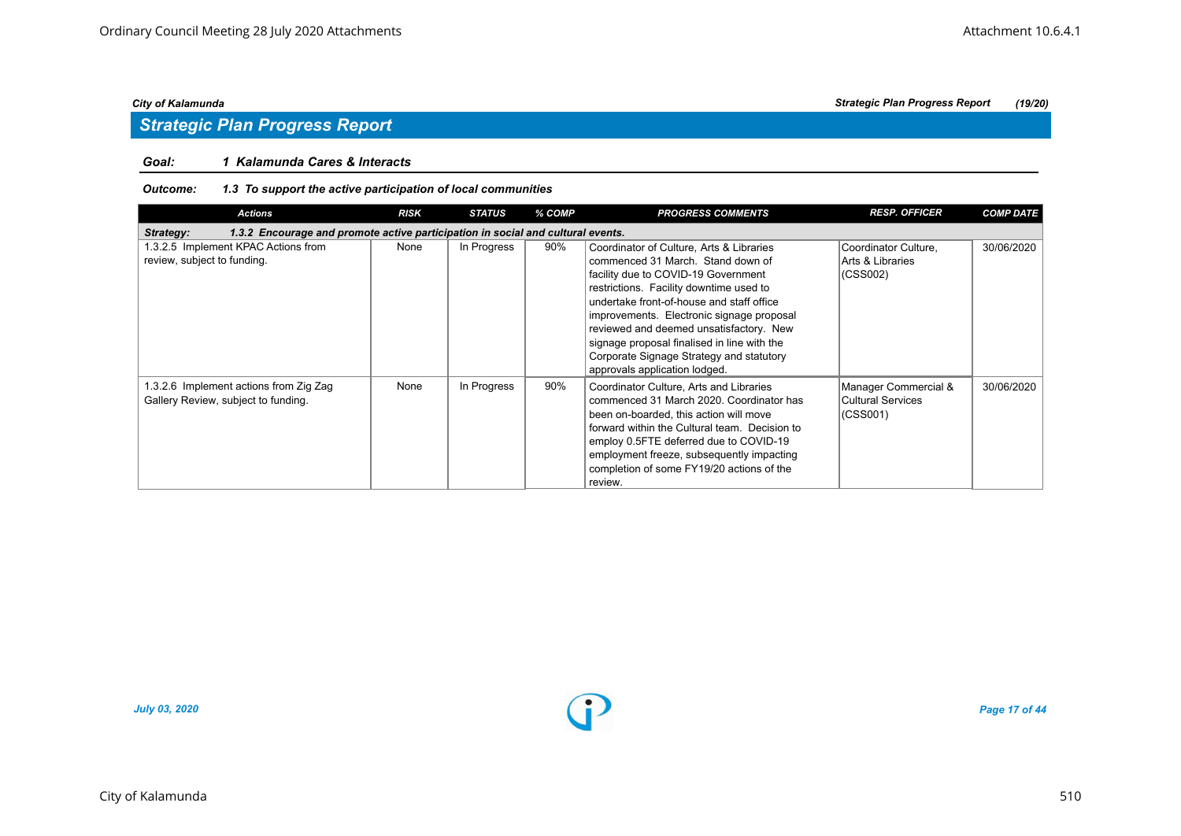## Strategic Plan Progress Report

**Goal:** *1 Kalamunda Cares & Interacts*

**Outcome:** *1.3 To support the active participation of local communities*

| Actions | RISK | STATUS | % COMP | PROGRESS COMMENTS | RESP. OFFICER | COMP DATE |
|---|---|---|---|---|---|---|
| **Strategy: 1.3.2 Encourage and promote active participation in social and cultural events.** | | | | | | |
| 1.3.2.5 Implement KPAC Actions from review, subject to funding. | None | In Progress | 90% | Coordinator of Culture, Arts & Libraries commenced 31 March. Stand down of facility due to COVID-19 Government restrictions. Facility downtime used to undertake front-of-house and staff office improvements. Electronic signage proposal reviewed and deemed unsatisfactory. New signage proposal finalised in line with the Corporate Signage Strategy and statutory approvals application lodged. | Coordinator Culture, Arts & Libraries (CSS002) | 30/06/2020 |
| 1.3.2.6 Implement actions from Zig Zag Gallery Review, subject to funding. | None | In Progress | 90% | Coordinator Culture, Arts and Libraries commenced 31 March 2020. Coordinator has been on-boarded, this action will move forward within the Cultural team. Decision to employ 0.5FTE deferred due to COVID-19 employment freeze, subsequently impacting completion of some FY19/20 actions of the review. | Manager Commercial & Cultural Services (CSS001) | 30/06/2020 |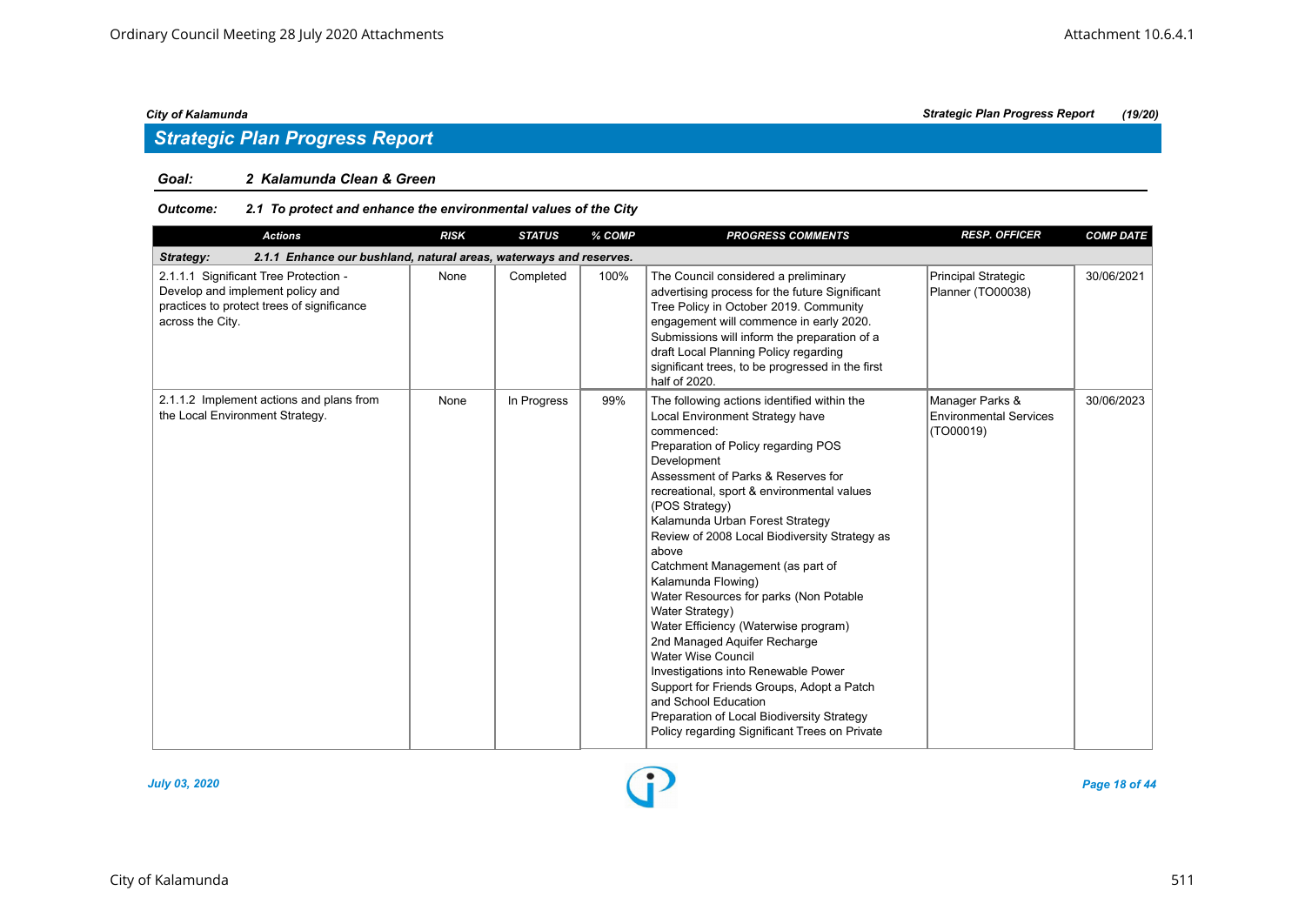## Strategic Plan Progress Report

**Goal: 2 Kalamunda Clean & Green**

**Outcome: 2.1 To protect and enhance the environmental values of the City**

| Actions | RISK | STATUS | % COMP | PROGRESS COMMENTS | RESP. OFFICER | COMP DATE |
|---|---|---|---|---|---|---|
| **Strategy: 2.1.1 Enhance our bushland, natural areas, waterways and reserves.** | | | | | | |
| 2.1.1.1 Significant Tree Protection - Develop and implement policy and practices to protect trees of significance across the City. | None | Completed | 100% | The Council considered a preliminary advertising process for the future Significant Tree Policy in October 2019. Community engagement will commence in early 2020. Submissions will inform the preparation of a draft Local Planning Policy regarding significant trees, to be progressed in the first half of 2020. | Principal Strategic Planner (TO00038) | 30/06/2021 |
| 2.1.1.2 Implement actions and plans from the Local Environment Strategy. | None | In Progress | 99% | The following actions identified within the Local Environment Strategy have commenced:<br>Preparation of Policy regarding POS Development<br>Assessment of Parks & Reserves for recreational, sport & environmental values (POS Strategy)<br>Kalamunda Urban Forest Strategy<br>Review of 2008 Local Biodiversity Strategy as above<br>Catchment Management (as part of Kalamunda Flowing)<br>Water Resources for parks (Non Potable Water Strategy)<br>Water Efficiency (Waterwise program)<br>2nd Managed Aquifer Recharge<br>Water Wise Council<br>Investigations into Renewable Power<br>Support for Friends Groups, Adopt a Patch and School Education<br>Preparation of Local Biodiversity Strategy<br>Policy regarding Significant Trees on Private | Manager Parks & Environmental Services (TO00019) | 30/06/2023 |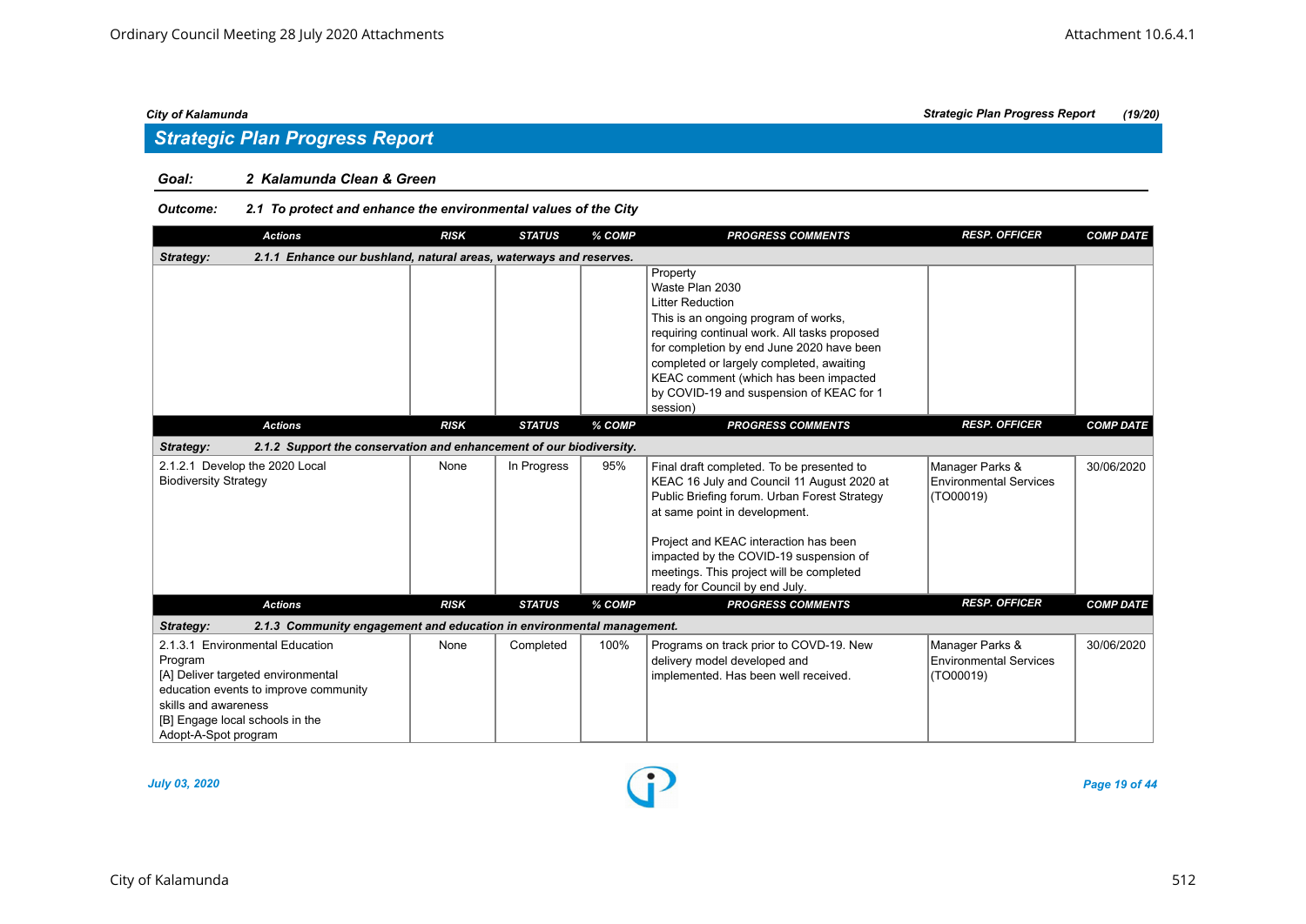## Strategic Plan Progress Report

**Goal:** 2 Kalamunda Clean & Green

**Outcome:** 2.1 To protect and enhance the environmental values of the City

| Actions | RISK | STATUS | % COMP | PROGRESS COMMENTS | RESP. OFFICER | COMP DATE |
|---|---|---|---|---|---|---|
| **Strategy: 2.1.1 Enhance our bushland, natural areas, waterways and reserves.** | | | | | | |
| | | | | Property<br>Waste Plan 2030<br>Litter Reduction<br>This is an ongoing program of works, requiring continual work. All tasks proposed for completion by end June 2020 have been completed or largely completed, awaiting KEAC comment (which has been impacted by COVID-19 and suspension of KEAC for 1 session) | | |
| **Strategy: 2.1.2 Support the conservation and enhancement of our biodiversity.** | | | | | | |
| 2.1.2.1 Develop the 2020 Local Biodiversity Strategy | None | In Progress | 95% | Final draft completed. To be presented to KEAC 16 July and Council 11 August 2020 at Public Briefing forum. Urban Forest Strategy at same point in development.<br><br>Project and KEAC interaction has been impacted by the COVID-19 suspension of meetings. This project will be completed ready for Council by end July. | Manager Parks & Environmental Services (TO00019) | 30/06/2020 |
| **Strategy: 2.1.3 Community engagement and education in environmental management.** | | | | | | |
| 2.1.3.1 Environmental Education Program<br>[A] Deliver targeted environmental education events to improve community skills and awareness<br>[B] Engage local schools in the Adopt-A-Spot program | None | Completed | 100% | Programs on track prior to COVD-19. New delivery model developed and implemented. Has been well received. | Manager Parks & Environmental Services (TO00019) | 30/06/2020 |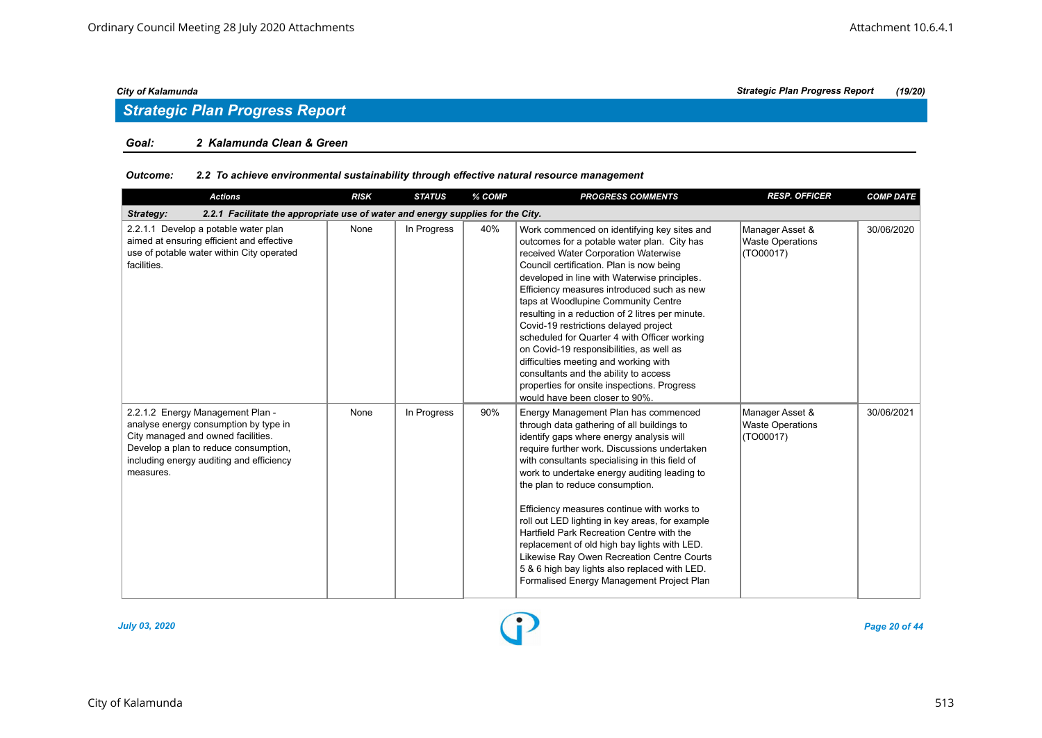## Strategic Plan Progress Report

**Goal:** 2 Kalamunda Clean & Green

**Outcome:** 2.2 To achieve environmental sustainability through effective natural resource management

| Actions | RISK | STATUS | % COMP | PROGRESS COMMENTS | RESP. OFFICER | COMP DATE |
|---|---|---|---|---|---|---|
| **Strategy: 2.2.1 Facilitate the appropriate use of water and energy supplies for the City.** | | | | | | |
| 2.2.1.1 Develop a potable water plan aimed at ensuring efficient and effective use of potable water within City operated facilities. | None | In Progress | 40% | Work commenced on identifying key sites and outcomes for a potable water plan. City has received Water Corporation Waterwise Council certification. Plan is now being developed in line with Waterwise principles. Efficiency measures introduced such as new taps at Woodlupine Community Centre resulting in a reduction of 2 litres per minute. Covid-19 restrictions delayed project scheduled for Quarter 4 with Officer working on Covid-19 responsibilities, as well as difficulties meeting and working with consultants and the ability to access properties for onsite inspections. Progress would have been closer to 90%. | Manager Asset & Waste Operations (TO00017) | 30/06/2020 |
| 2.2.1.2 Energy Management Plan - analyse energy consumption by type in City managed and owned facilities. Develop a plan to reduce consumption, including energy auditing and efficiency measures. | None | In Progress | 90% | Energy Management Plan has commenced through data gathering of all buildings to identify gaps where energy analysis will require further work. Discussions undertaken with consultants specialising in this field of work to undertake energy auditing leading to the plan to reduce consumption.<br><br>Efficiency measures continue with works to roll out LED lighting in key areas, for example Hartfield Park Recreation Centre with the replacement of old high bay lights with LED. Likewise Ray Owen Recreation Centre Courts 5 & 6 high bay lights also replaced with LED. Formalised Energy Management Project Plan | Manager Asset & Waste Operations (TO00017) | 30/06/2021 |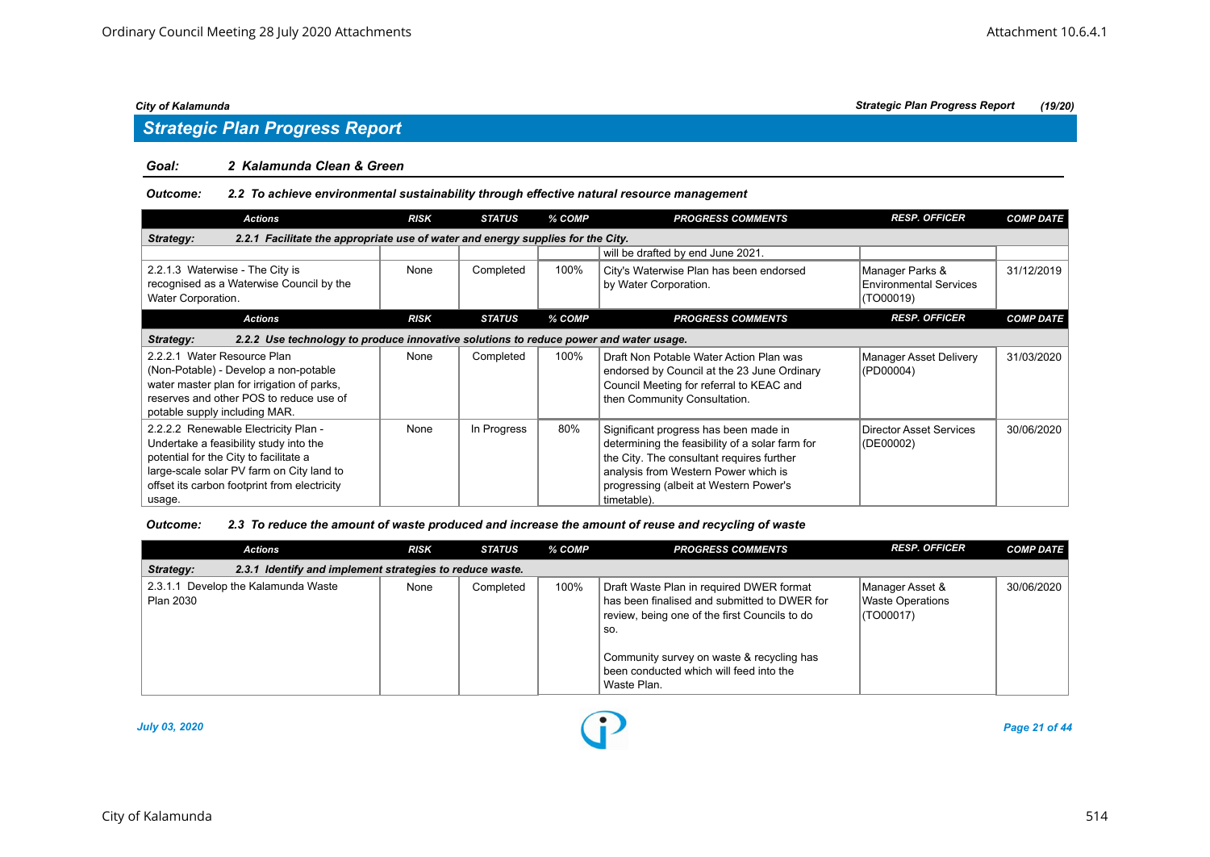## Strategic Plan Progress Report

**Goal: 2 Kalamunda Clean & Green**

***Outcome: 2.2 To achieve environmental sustainability through effective natural resource management***

| Actions | RISK | STATUS | % COMP | PROGRESS COMMENTS | RESP. OFFICER | COMP DATE |
|---|---|---|---|---|---|---|
| ***Strategy: 2.2.1 Facilitate the appropriate use of water and energy supplies for the City.*** | | | | | | |
| | | | | will be drafted by end June 2021. | | |
| 2.2.1.3 Waterwise - The City is recognised as a Waterwise Council by the Water Corporation. | None | Completed | 100% | City's Waterwise Plan has been endorsed by Water Corporation. | Manager Parks & Environmental Services (TO00019) | 31/12/2019 |

| Actions | RISK | STATUS | % COMP | PROGRESS COMMENTS | RESP. OFFICER | COMP DATE |
|---|---|---|---|---|---|---|
| ***Strategy: 2.2.2 Use technology to produce innovative solutions to reduce power and water usage.*** | | | | | | |
| 2.2.2.1 Water Resource Plan (Non-Potable) - Develop a non-potable water master plan for irrigation of parks, reserves and other POS to reduce use of potable supply including MAR. | None | Completed | 100% | Draft Non Potable Water Action Plan was endorsed by Council at the 23 June Ordinary Council Meeting for referral to KEAC and then Community Consultation. | Manager Asset Delivery (PD00004) | 31/03/2020 |
| 2.2.2.2 Renewable Electricity Plan - Undertake a feasibility study into the potential for the City to facilitate a large-scale solar PV farm on City land to offset its carbon footprint from electricity usage. | None | In Progress | 80% | Significant progress has been made in determining the feasibility of a solar farm for the City. The consultant requires further analysis from Western Power which is progressing (albeit at Western Power's timetable). | Director Asset Services (DE00002) | 30/06/2020 |

***Outcome: 2.3 To reduce the amount of waste produced and increase the amount of reuse and recycling of waste***

| Actions | RISK | STATUS | % COMP | PROGRESS COMMENTS | RESP. OFFICER | COMP DATE |
|---|---|---|---|---|---|---|
| ***Strategy: 2.3.1 Identify and implement strategies to reduce waste.*** | | | | | | |
| 2.3.1.1 Develop the Kalamunda Waste Plan 2030 | None | Completed | 100% | Draft Waste Plan in required DWER format has been finalised and submitted to DWER for review, being one of the first Councils to do so.<br><br>Community survey on waste & recycling has been conducted which will feed into the Waste Plan. | Manager Asset & Waste Operations (TO00017) | 30/06/2020 |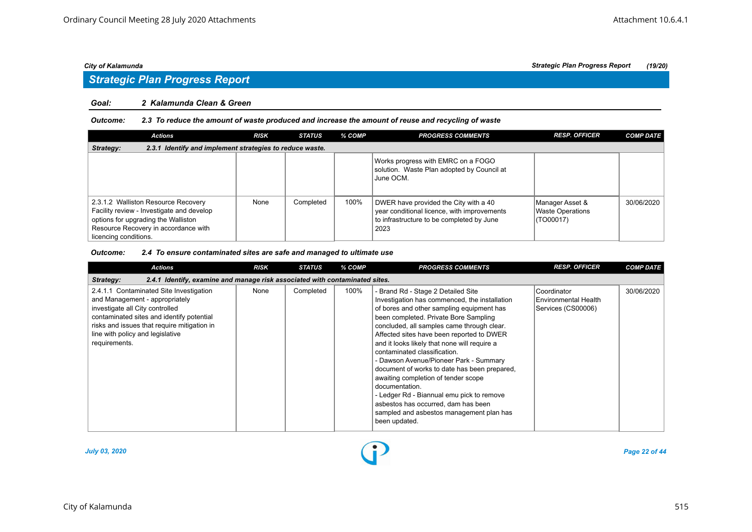## Strategic Plan Progress Report

### Goal: 2 Kalamunda Clean & Green

#### Outcome: 2.3 To reduce the amount of waste produced and increase the amount of reuse and recycling of waste

| Actions | RISK | STATUS | % COMP | PROGRESS COMMENTS | RESP. OFFICER | COMP DATE |
|---|---|---|---|---|---|---|
| **Strategy: 2.3.1 Identify and implement strategies to reduce waste.** | | | | | | |
| | | | | Works progress with EMRC on a FOGO solution. Waste Plan adopted by Council at June OCM. | | |
| 2.3.1.2 Walliston Resource Recovery Facility review - Investigate and develop options for upgrading the Walliston Resource Recovery in accordance with licencing conditions. | None | Completed | 100% | DWER have provided the City with a 40 year conditional licence, with improvements to infrastructure to be completed by June 2023 | Manager Asset & Waste Operations (TO00017) | 30/06/2020 |

#### Outcome: 2.4 To ensure contaminated sites are safe and managed to ultimate use

| Actions | RISK | STATUS | % COMP | PROGRESS COMMENTS | RESP. OFFICER | COMP DATE |
|---|---|---|---|---|---|---|
| **Strategy: 2.4.1 Identify, examine and manage risk associated with contaminated sites.** | | | | | | |
| 2.4.1.1 Contaminated Site Investigation and Management - appropriately investigate all City controlled contaminated sites and identify potential risks and issues that require mitigation in line with policy and legislative requirements. | None | Completed | 100% | - Brand Rd - Stage 2 Detailed Site Investigation has commenced, the installation of bores and other sampling equipment has been completed. Private Bore Sampling concluded, all samples came through clear. Affected sites have been reported to DWER and it looks likely that none will require a contaminated classification.<br>- Dawson Avenue/Pioneer Park - Summary document of works to date has been prepared, awaiting completion of tender scope documentation.<br>- Ledger Rd - Biannual emu pick to remove asbestos has occurred, dam has been sampled and asbestos management plan has been updated. | Coordinator Environmental Health Services (CS00006) | 30/06/2020 |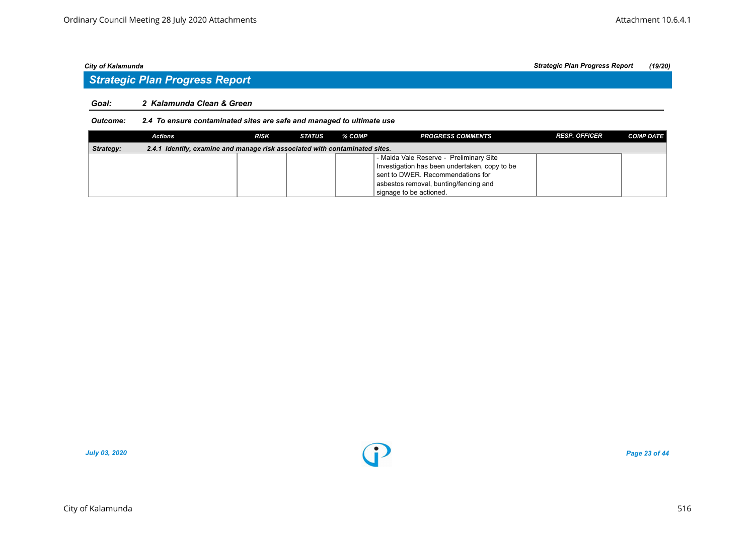## Strategic Plan Progress Report

**Goal:** *2 Kalamunda Clean & Green*

**Outcome:** *2.4 To ensure contaminated sites are safe and managed to ultimate use*

| Actions | RISK | STATUS | % COMP | PROGRESS COMMENTS | RESP. OFFICER | COMP DATE |
|---|---|---|---|---|---|---|
| **Strategy:** 2.4.1 Identify, examine and manage risk associated with contaminated sites. | | | | | | |
| | | | | - Maida Vale Reserve - Preliminary Site Investigation has been undertaken, copy to be sent to DWER. Recommendations for asbestos removal, bunting/fencing and signage to be actioned. | | |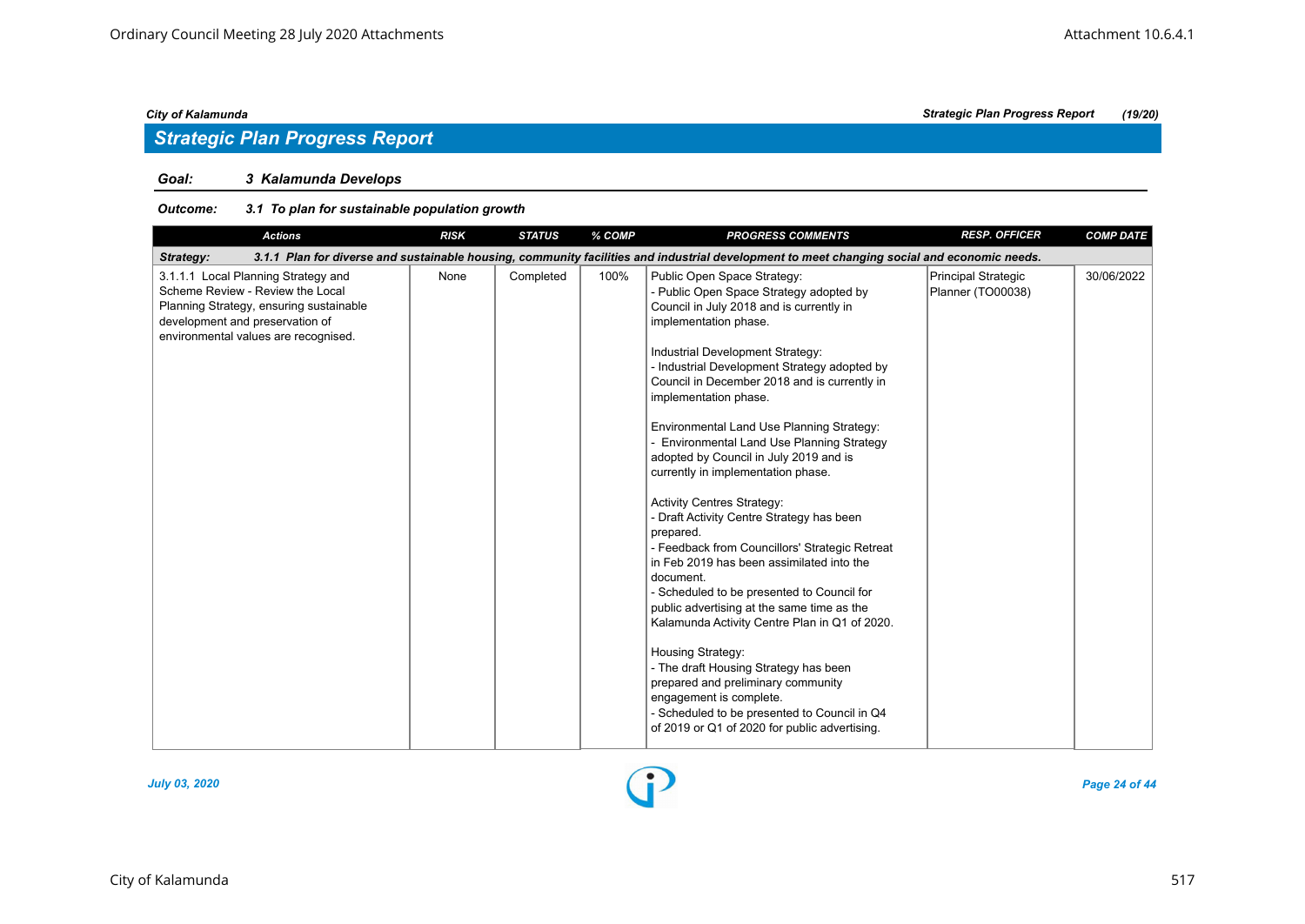## Strategic Plan Progress Report

**Goal:** **3 Kalamunda Develops**

**Outcome:** **3.1 To plan for sustainable population growth**

| Actions | RISK | STATUS | % COMP | PROGRESS COMMENTS | RESP. OFFICER | COMP DATE |
|---|---|---|---|---|---|---|
| **Strategy: 3.1.1 Plan for diverse and sustainable housing, community facilities and industrial development to meet changing social and economic needs.** | | | | | | |
| 3.1.1.1 Local Planning Strategy and Scheme Review - Review the Local Planning Strategy, ensuring sustainable development and preservation of environmental values are recognised. | None | Completed | 100% | Public Open Space Strategy:<br>- Public Open Space Strategy adopted by Council in July 2018 and is currently in implementation phase.<br><br>Industrial Development Strategy:<br>- Industrial Development Strategy adopted by Council in December 2018 and is currently in implementation phase.<br><br>Environmental Land Use Planning Strategy:<br>- Environmental Land Use Planning Strategy adopted by Council in July 2019 and is currently in implementation phase.<br><br>Activity Centres Strategy:<br>- Draft Activity Centre Strategy has been prepared.<br>- Feedback from Councillors' Strategic Retreat in Feb 2019 has been assimilated into the document.<br>- Scheduled to be presented to Council for public advertising at the same time as the Kalamunda Activity Centre Plan in Q1 of 2020.<br><br>Housing Strategy:<br>- The draft Housing Strategy has been prepared and preliminary community engagement is complete.<br>- Scheduled to be presented to Council in Q4 of 2019 or Q1 of 2020 for public advertising. | Principal Strategic Planner (TO00038) | 30/06/2022 |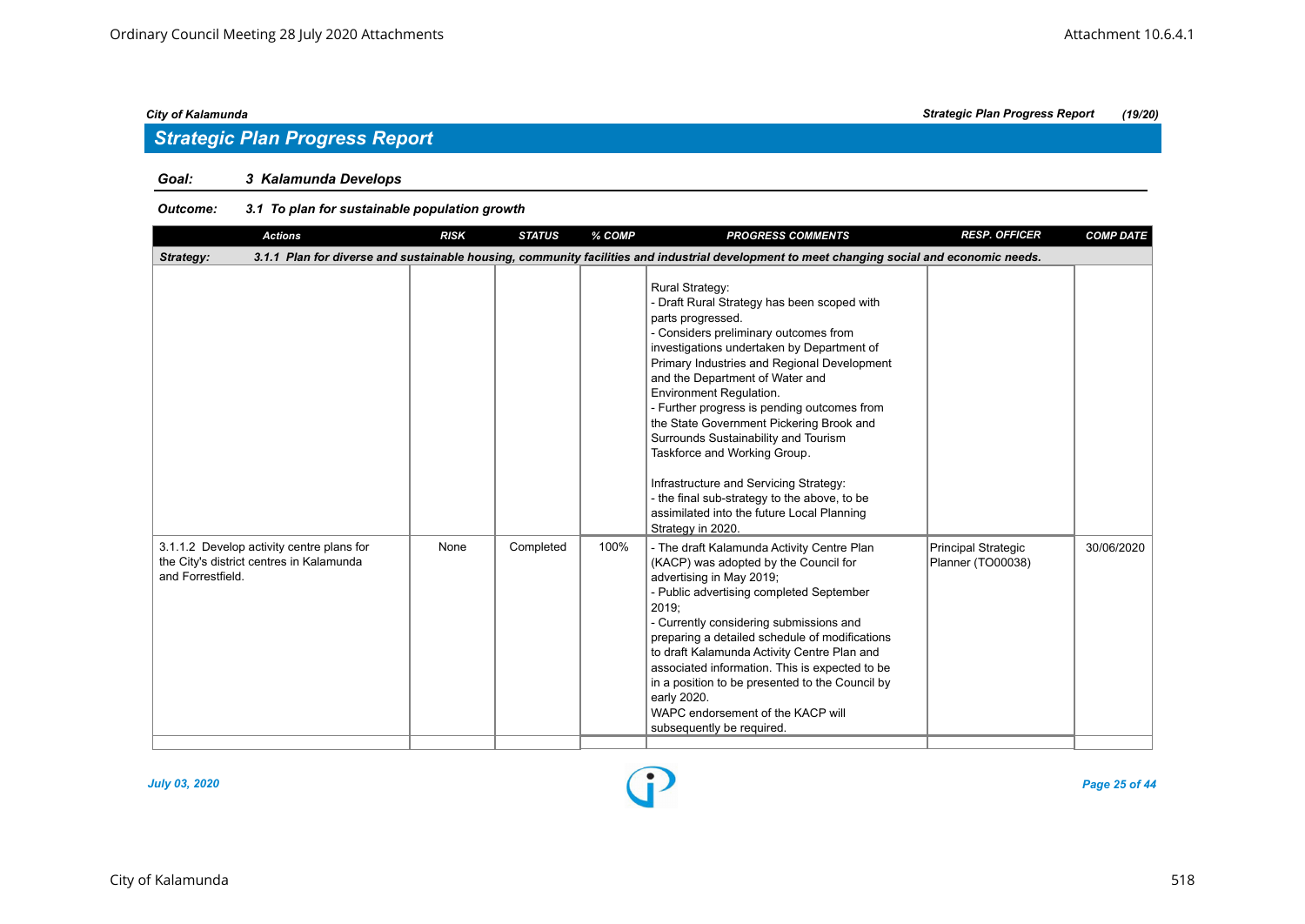## Strategic Plan Progress Report

**Goal:** 3 Kalamunda Develops

**Outcome:** 3.1 To plan for sustainable population growth

| Actions | RISK | STATUS | % COMP | PROGRESS COMMENTS | RESP. OFFICER | COMP DATE |
|---|---|---|---|---|---|---|
| **Strategy: 3.1.1 Plan for diverse and sustainable housing, community facilities and industrial development to meet changing social and economic needs.** | | | | | | |
| | | | | Rural Strategy:<br>- Draft Rural Strategy has been scoped with parts progressed.<br>- Considers preliminary outcomes from investigations undertaken by Department of Primary Industries and Regional Development and the Department of Water and Environment Regulation.<br>- Further progress is pending outcomes from the State Government Pickering Brook and Surrounds Sustainability and Tourism Taskforce and Working Group.<br><br>Infrastructure and Servicing Strategy:<br>- the final sub-strategy to the above, to be assimilated into the future Local Planning Strategy in 2020. | | |
| 3.1.1.2 Develop activity centre plans for the City's district centres in Kalamunda and Forrestfield. | None | Completed | 100% | - The draft Kalamunda Activity Centre Plan (KACP) was adopted by the Council for advertising in May 2019;<br>- Public advertising completed September 2019;<br>- Currently considering submissions and preparing a detailed schedule of modifications to draft Kalamunda Activity Centre Plan and associated information. This is expected to be in a position to be presented to the Council by early 2020.<br>WAPC endorsement of the KACP will subsequently be required. | Principal Strategic Planner (TO00038) | 30/06/2020 |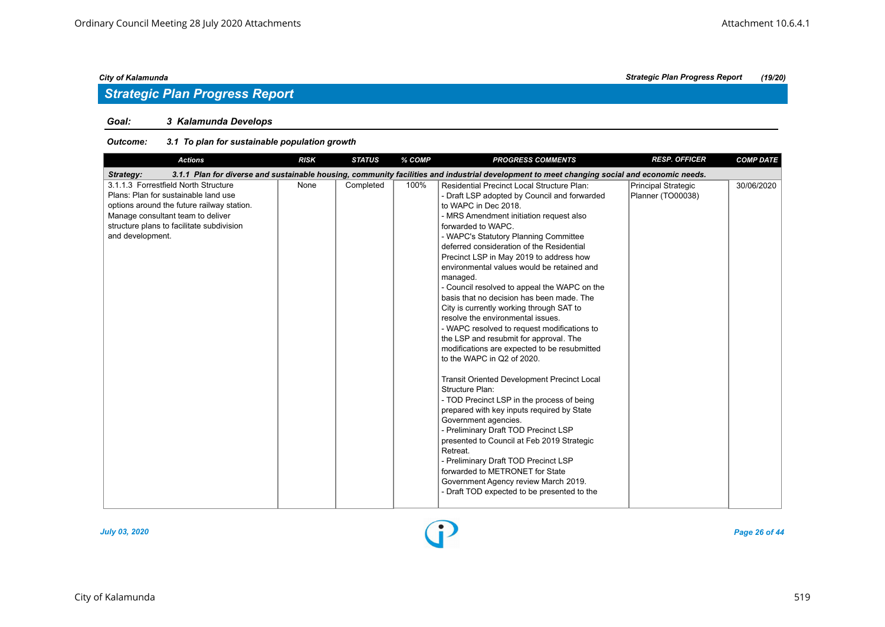## Strategic Plan Progress Report

**Goal:** 3 Kalamunda Develops

**Outcome:** 3.1 To plan for sustainable population growth

| Actions | RISK | STATUS | % COMP | PROGRESS COMMENTS | RESP. OFFICER | COMP DATE |
|---|---|---|---|---|---|---|
| **Strategy: 3.1.1 Plan for diverse and sustainable housing, community facilities and industrial development to meet changing social and economic needs.** | | | | | | |
| 3.1.1.3 Forrestfield North Structure Plans: Plan for sustainable land use options around the future railway station. Manage consultant team to deliver structure plans to facilitate subdivision and development. | None | Completed | 100% | Residential Precinct Local Structure Plan:<br>- Draft LSP adopted by Council and forwarded to WAPC in Dec 2018.<br>- MRS Amendment initiation request also forwarded to WAPC.<br>- WAPC's Statutory Planning Committee deferred consideration of the Residential Precinct LSP in May 2019 to address how environmental values would be retained and managed.<br>- Council resolved to appeal the WAPC on the basis that no decision has been made. The City is currently working through SAT to resolve the environmental issues.<br>- WAPC resolved to request modifications to the LSP and resubmit for approval. The modifications are expected to be resubmitted to the WAPC in Q2 of 2020.<br><br>Transit Oriented Development Precinct Local Structure Plan:<br>- TOD Precinct LSP in the process of being prepared with key inputs required by State Government agencies.<br>- Preliminary Draft TOD Precinct LSP presented to Council at Feb 2019 Strategic Retreat.<br>- Preliminary Draft TOD Precinct LSP forwarded to METRONET for State Government Agency review March 2019.<br>- Draft TOD expected to be presented to the | Principal Strategic Planner (TO00038) | 30/06/2020 |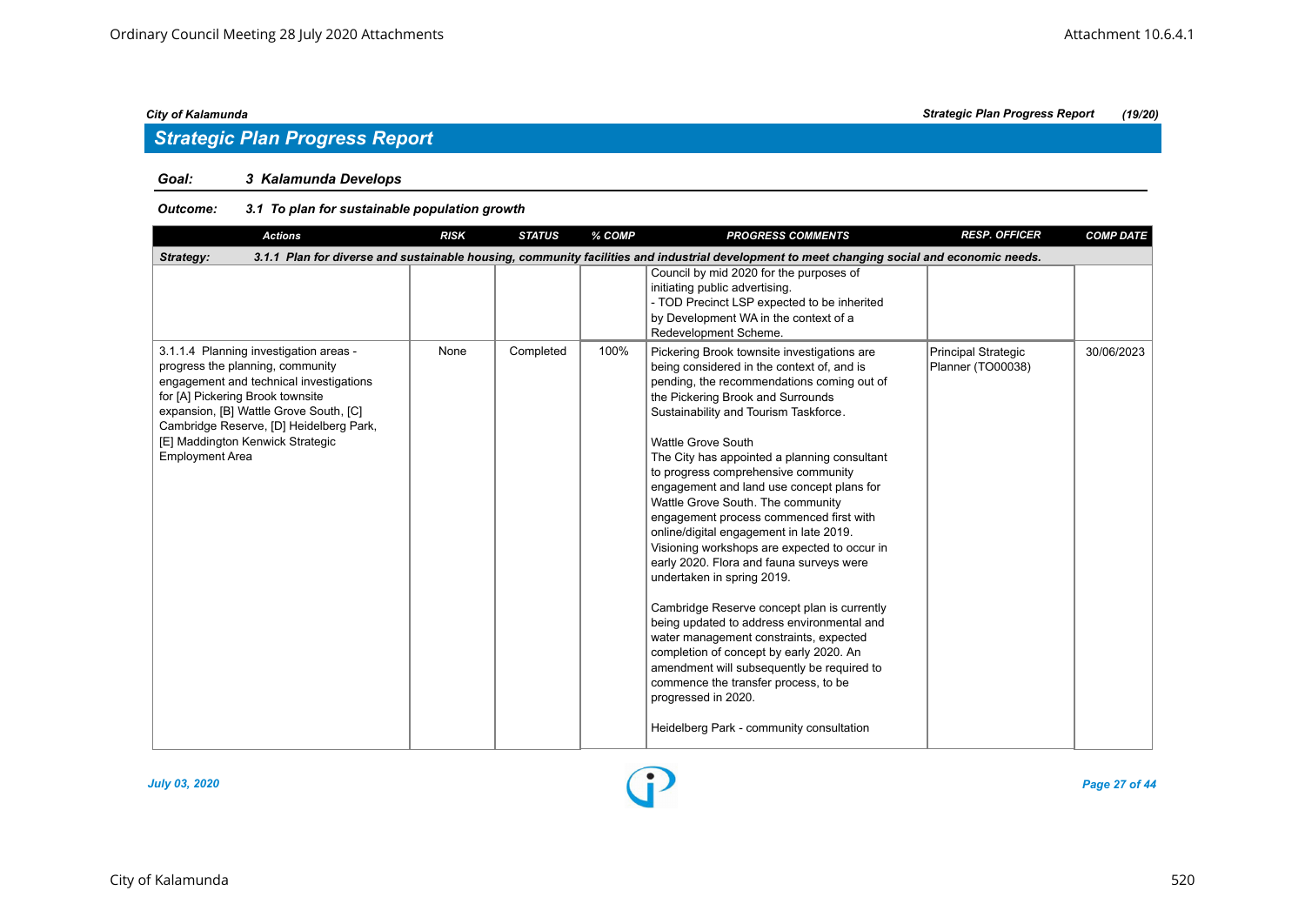## Strategic Plan Progress Report

**Goal: 3 Kalamunda Develops**

**Outcome: 3.1 To plan for sustainable population growth**

| Actions | RISK | STATUS | % COMP | PROGRESS COMMENTS | RESP. OFFICER | COMP DATE |
|---|---|---|---|---|---|---|
| ***Strategy: 3.1.1 Plan for diverse and sustainable housing, community facilities and industrial development to meet changing social and economic needs.*** | | | | | | |
| | | | | Council by mid 2020 for the purposes of initiating public advertising.<br>- TOD Precinct LSP expected to be inherited by Development WA in the context of a Redevelopment Scheme. | | |
| 3.1.1.4 Planning investigation areas - progress the planning, community engagement and technical investigations for [A] Pickering Brook townsite expansion, [B] Wattle Grove South, [C] Cambridge Reserve, [D] Heidelberg Park, [E] Maddington Kenwick Strategic Employment Area | None | Completed | 100% | Pickering Brook townsite investigations are being considered in the context of, and is pending, the recommendations coming out of the Pickering Brook and Surrounds Sustainability and Tourism Taskforce.<br><br>Wattle Grove South<br>The City has appointed a planning consultant to progress comprehensive community engagement and land use concept plans for Wattle Grove South. The community engagement process commenced first with online/digital engagement in late 2019. Visioning workshops are expected to occur in early 2020. Flora and fauna surveys were undertaken in spring 2019.<br><br>Cambridge Reserve concept plan is currently being updated to address environmental and water management constraints, expected completion of concept by early 2020. An amendment will subsequently be required to commence the transfer process, to be progressed in 2020.<br><br>Heidelberg Park - community consultation | Principal Strategic Planner (TO00038) | 30/06/2023 |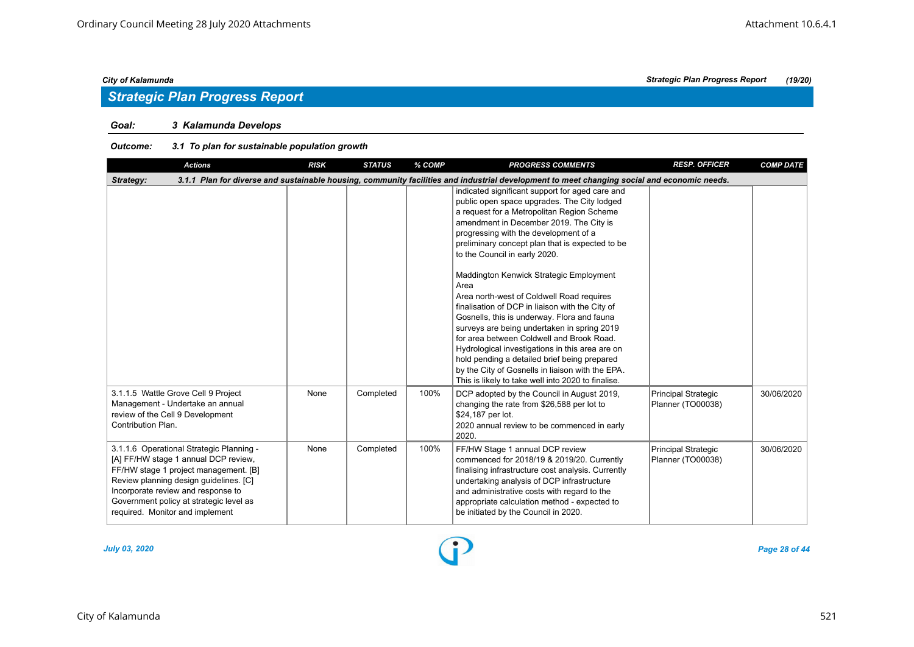## Strategic Plan Progress Report

**Goal:** 3 Kalamunda Develops

**Outcome:** 3.1 To plan for sustainable population growth

| Actions | RISK | STATUS | % COMP | PROGRESS COMMENTS | RESP. OFFICER | COMP DATE |
|---|---|---|---|---|---|---|
| **Strategy:** 3.1.1 Plan for diverse and sustainable housing, community facilities and industrial development to meet changing social and economic needs. | | | | | | |
| | | | | indicated significant support for aged care and public open space upgrades. The City lodged a request for a Metropolitan Region Scheme amendment in December 2019. The City is progressing with the development of a preliminary concept plan that is expected to be to the Council in early 2020.<br><br>Maddington Kenwick Strategic Employment Area<br>Area north-west of Coldwell Road requires finalisation of DCP in liaison with the City of Gosnells, this is underway. Flora and fauna surveys are being undertaken in spring 2019 for area between Coldwell and Brook Road. Hydrological investigations in this area are on hold pending a detailed brief being prepared by the City of Gosnells in liaison with the EPA. This is likely to take well into 2020 to finalise. | | |
| 3.1.1.5 Wattle Grove Cell 9 Project Management - Undertake an annual review of the Cell 9 Development Contribution Plan. | None | Completed | 100% | DCP adopted by the Council in August 2019, changing the rate from $26,588 per lot to $24,187 per lot.<br>2020 annual review to be commenced in early 2020. | Principal Strategic Planner (TO00038) | 30/06/2020 |
| 3.1.1.6 Operational Strategic Planning - [A] FF/HW stage 1 annual DCP review, FF/HW stage 1 project management. [B] Review planning design guidelines. [C] Incorporate review and response to Government policy at strategic level as required. Monitor and implement | None | Completed | 100% | FF/HW Stage 1 annual DCP review commenced for 2018/19 & 2019/20. Currently finalising infrastructure cost analysis. Currently undertaking analysis of DCP infrastructure and administrative costs with regard to the appropriate calculation method - expected to be initiated by the Council in 2020. | Principal Strategic Planner (TO00038) | 30/06/2020 |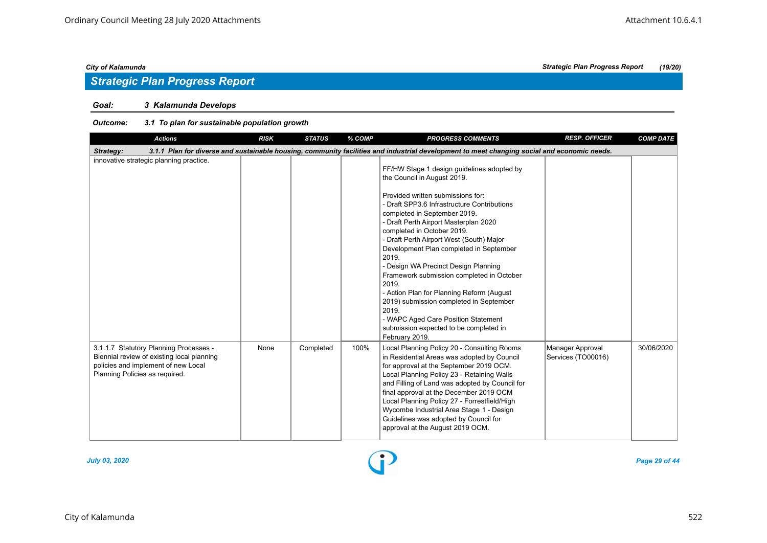## Strategic Plan Progress Report

**Goal: 3 Kalamunda Develops**

**Outcome: 3.1 To plan for sustainable population growth**

| Actions | RISK | STATUS | % COMP | PROGRESS COMMENTS | RESP. OFFICER | COMP DATE |
|---|---|---|---|---|---|---|
| **Strategy: 3.1.1 Plan for diverse and sustainable housing, community facilities and industrial development to meet changing social and economic needs.** | | | | | | |
| innovative strategic planning practice. | | | | FF/HW Stage 1 design guidelines adopted by the Council in August 2019.<br><br>Provided written submissions for:<br>- Draft SPP3.6 Infrastructure Contributions completed in September 2019.<br>- Draft Perth Airport Masterplan 2020 completed in October 2019.<br>- Draft Perth Airport West (South) Major Development Plan completed in September 2019.<br>- Design WA Precinct Design Planning Framework submission completed in October 2019.<br>- Action Plan for Planning Reform (August 2019) submission completed in September 2019.<br>- WAPC Aged Care Position Statement submission expected to be completed in February 2019. | | |
| 3.1.1.7 Statutory Planning Processes - Biennial review of existing local planning policies and implement of new Local Planning Policies as required. | None | Completed | 100% | Local Planning Policy 20 - Consulting Rooms in Residential Areas was adopted by Council for approval at the September 2019 OCM.<br>Local Planning Policy 23 - Retaining Walls and Filling of Land was adopted by Council for final approval at the December 2019 OCM<br>Local Planning Policy 27 - Forrestfield/High Wycombe Industrial Area Stage 1 - Design Guidelines was adopted by Council for approval at the August 2019 OCM. | Manager Approval Services (TO00016) | 30/06/2020 |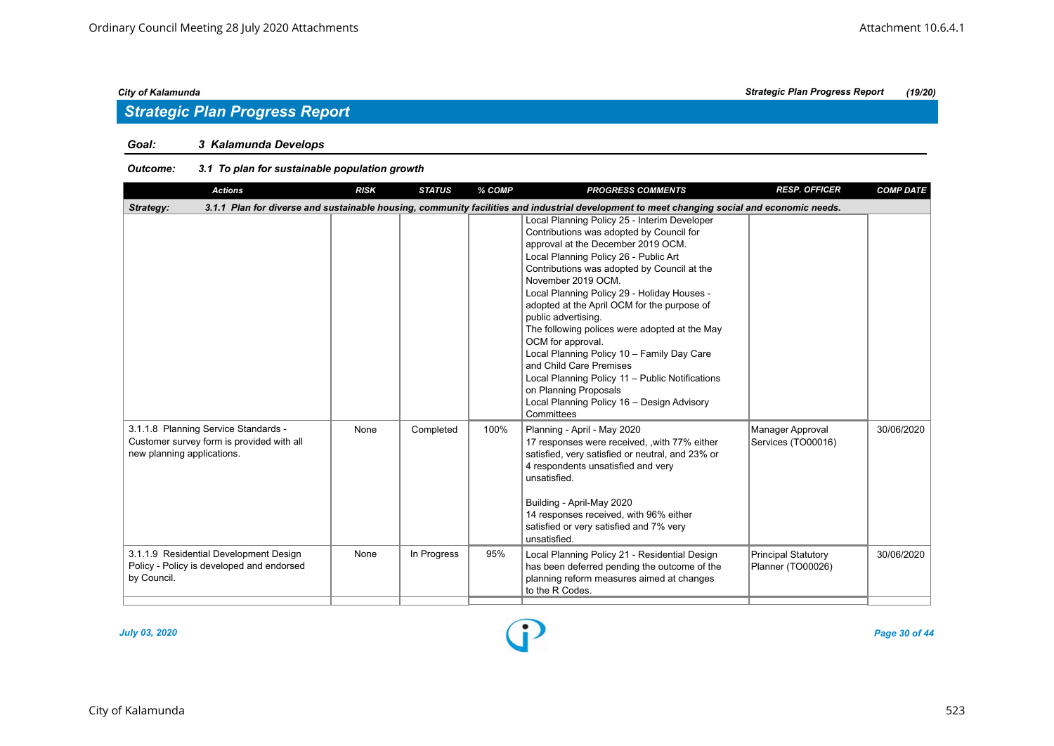## Strategic Plan Progress Report

**Goal:** *3 Kalamunda Develops*

**Outcome:** *3.1 To plan for sustainable population growth*

| Actions | RISK | STATUS | % COMP | PROGRESS COMMENTS | RESP. OFFICER | COMP DATE |
|---|---|---|---|---|---|---|
| **Strategy:** 3.1.1 Plan for diverse and sustainable housing, community facilities and industrial development to meet changing social and economic needs. | | | | | | |
| | | | | Local Planning Policy 25 - Interim Developer Contributions was adopted by Council for approval at the December 2019 OCM. Local Planning Policy 26 - Public Art Contributions was adopted by Council at the November 2019 OCM. Local Planning Policy 29 - Holiday Houses - adopted at the April OCM for the purpose of public advertising. The following polices were adopted at the May OCM for approval. Local Planning Policy 10 – Family Day Care and Child Care Premises Local Planning Policy 11 – Public Notifications on Planning Proposals Local Planning Policy 16 – Design Advisory Committees | | |
| 3.1.1.8 Planning Service Standards - Customer survey form is provided with all new planning applications. | None | Completed | 100% | Planning - April - May 2020 17 responses were received, ,with 77% either satisfied, very satisfied or neutral, and 23% or 4 respondents unsatisfied and very unsatisfied. Building - April-May 2020 14 responses received, with 96% either satisfied or very satisfied and 7% very unsatisfied. | Manager Approval Services (TO00016) | 30/06/2020 |
| 3.1.1.9 Residential Development Design Policy - Policy is developed and endorsed by Council. | None | In Progress | 95% | Local Planning Policy 21 - Residential Design has been deferred pending the outcome of the planning reform measures aimed at changes to the R Codes. | Principal Statutory Planner (TO00026) | 30/06/2020 |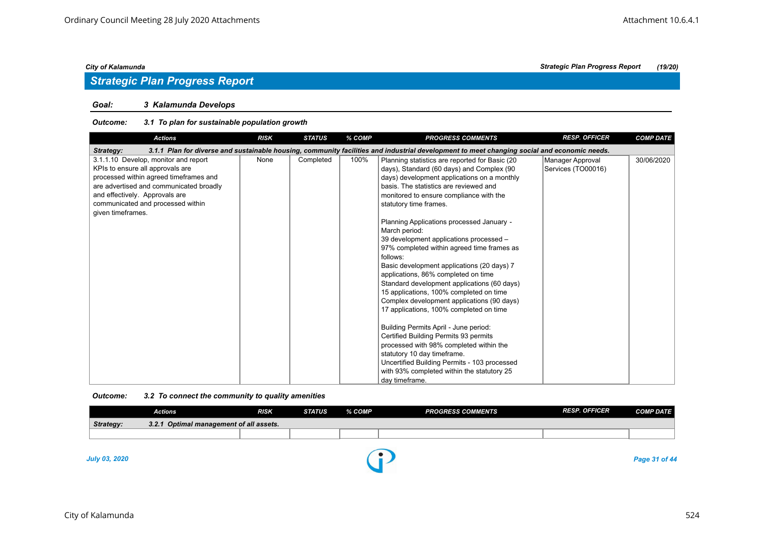## Strategic Plan Progress Report

### Goal: 3 Kalamunda Develops

#### Outcome: 3.1 To plan for sustainable population growth

| Actions | RISK | STATUS | % COMP | PROGRESS COMMENTS | RESP. OFFICER | COMP DATE |
|---|---|---|---|---|---|---|
| **Strategy: 3.1.1 Plan for diverse and sustainable housing, community facilities and industrial development to meet changing social and economic needs.** | | | | | | |
| 3.1.1.10 Develop, monitor and report KPIs to ensure all approvals are processed within agreed timeframes and are advertised and communicated broadly and effectively. Approvals are communicated and processed within given timeframes. | None | Completed | 100% | Planning statistics are reported for Basic (20 days), Standard (60 days) and Complex (90 days) development applications on a monthly basis. The statistics are reviewed and monitored to ensure compliance with the statutory time frames.<br><br>Planning Applications processed January - March period:<br>39 development applications processed – 97% completed within agreed time frames as follows:<br>Basic development applications (20 days) 7 applications, 86% completed on time<br>Standard development applications (60 days) 15 applications, 100% completed on time<br>Complex development applications (90 days) 17 applications, 100% completed on time<br><br>Building Permits April - June period:<br>Certified Building Permits 93 permits processed with 98% completed within the statutory 10 day timeframe.<br>Uncertified Building Permits - 103 processed with 93% completed within the statutory 25 day timeframe. | Manager Approval Services (TO00016) | 30/06/2020 |

#### Outcome: 3.2 To connect the community to quality amenities

| Actions | RISK | STATUS | % COMP | PROGRESS COMMENTS | RESP. OFFICER | COMP DATE |
|---|---|---|---|---|---|---|
| **Strategy: 3.2.1 Optimal management of all assets.** | | | | | | |
| | | | | | | |

*July 03, 2020*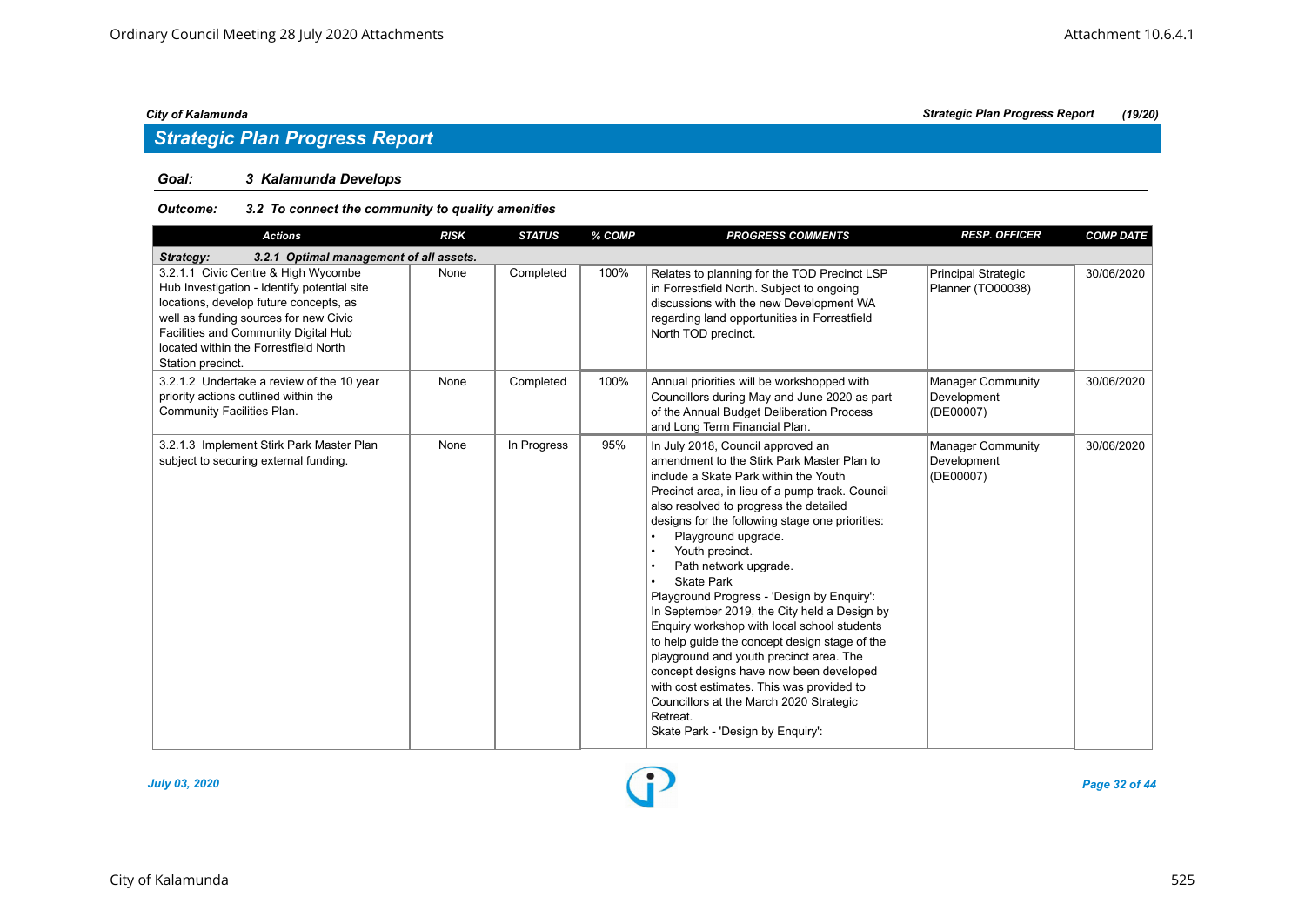## Strategic Plan Progress Report

### Goal: 3 Kalamunda Develops

**Outcome: 3.2 To connect the community to quality amenities**

| Actions | RISK | STATUS | % COMP | PROGRESS COMMENTS | RESP. OFFICER | COMP DATE |
|---|---|---|---|---|---|---|
| **Strategy: 3.2.1 Optimal management of all assets.** | | | | | | |
| 3.2.1.1 Civic Centre & High Wycombe Hub Investigation - Identify potential site locations, develop future concepts, as well as funding sources for new Civic Facilities and Community Digital Hub located within the Forrestfield North Station precinct. | None | Completed | 100% | Relates to planning for the TOD Precinct LSP in Forrestfield North. Subject to ongoing discussions with the new Development WA regarding land opportunities in Forrestfield North TOD precinct. | Principal Strategic Planner (TO00038) | 30/06/2020 |
| 3.2.1.2 Undertake a review of the 10 year priority actions outlined within the Community Facilities Plan. | None | Completed | 100% | Annual priorities will be workshopped with Councillors during May and June 2020 as part of the Annual Budget Deliberation Process and Long Term Financial Plan. | Manager Community Development (DE00007) | 30/06/2020 |
| 3.2.1.3 Implement Stirk Park Master Plan subject to securing external funding. | None | In Progress | 95% | In July 2018, Council approved an amendment to the Stirk Park Master Plan to include a Skate Park within the Youth Precinct area, in lieu of a pump track. Council also resolved to progress the detailed designs for the following stage one priorities:<br>• Playground upgrade.<br>• Youth precinct.<br>• Path network upgrade.<br>• Skate Park<br>Playground Progress - 'Design by Enquiry':<br>In September 2019, the City held a Design by Enquiry workshop with local school students to help guide the concept design stage of the playground and youth precinct area. The concept designs have now been developed with cost estimates. This was provided to Councillors at the March 2020 Strategic Retreat.<br>Skate Park - 'Design by Enquiry': | Manager Community Development (DE00007) | 30/06/2020 |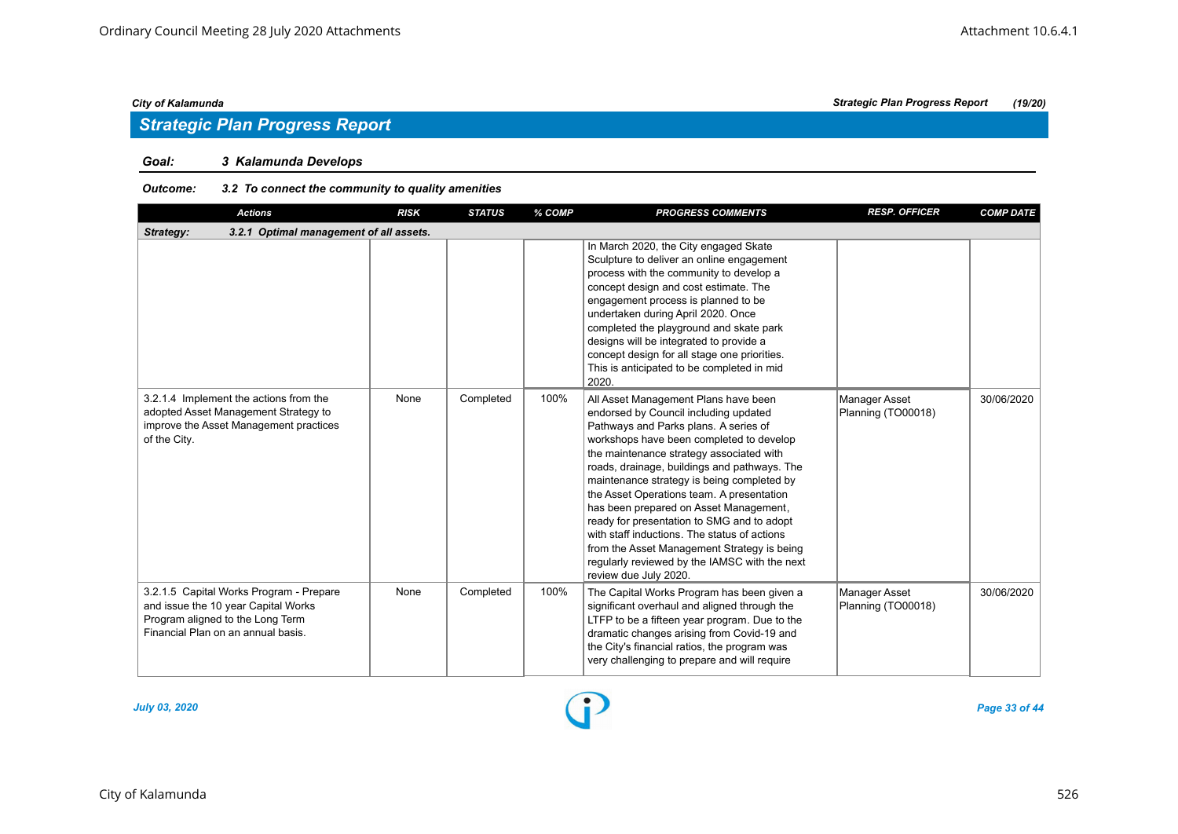## Strategic Plan Progress Report

**Goal:** 3 Kalamunda Develops

**Outcome:** 3.2 To connect the community to quality amenities

| Actions | RISK | STATUS | % COMP | PROGRESS COMMENTS | RESP. OFFICER | COMP DATE |
|---|---|---|---|---|---|---|
| **Strategy: 3.2.1 Optimal management of all assets.** | | | | | | |
| | | | | In March 2020, the City engaged Skate Sculpture to deliver an online engagement process with the community to develop a concept design and cost estimate. The engagement process is planned to be undertaken during April 2020. Once completed the playground and skate park designs will be integrated to provide a concept design for all stage one priorities. This is anticipated to be completed in mid 2020. | | |
| 3.2.1.4 Implement the actions from the adopted Asset Management Strategy to improve the Asset Management practices of the City. | None | Completed | 100% | All Asset Management Plans have been endorsed by Council including updated Pathways and Parks plans. A series of workshops have been completed to develop the maintenance strategy associated with roads, drainage, buildings and pathways. The maintenance strategy is being completed by the Asset Operations team. A presentation has been prepared on Asset Management, ready for presentation to SMG and to adopt with staff inductions. The status of actions from the Asset Management Strategy is being regularly reviewed by the IAMSC with the next review due July 2020. | Manager Asset Planning (TO00018) | 30/06/2020 |
| 3.2.1.5 Capital Works Program - Prepare and issue the 10 year Capital Works Program aligned to the Long Term Financial Plan on an annual basis. | None | Completed | 100% | The Capital Works Program has been given a significant overhaul and aligned through the LTFP to be a fifteen year program. Due to the dramatic changes arising from Covid-19 and the City's financial ratios, the program was very challenging to prepare and will require | Manager Asset Planning (TO00018) | 30/06/2020 |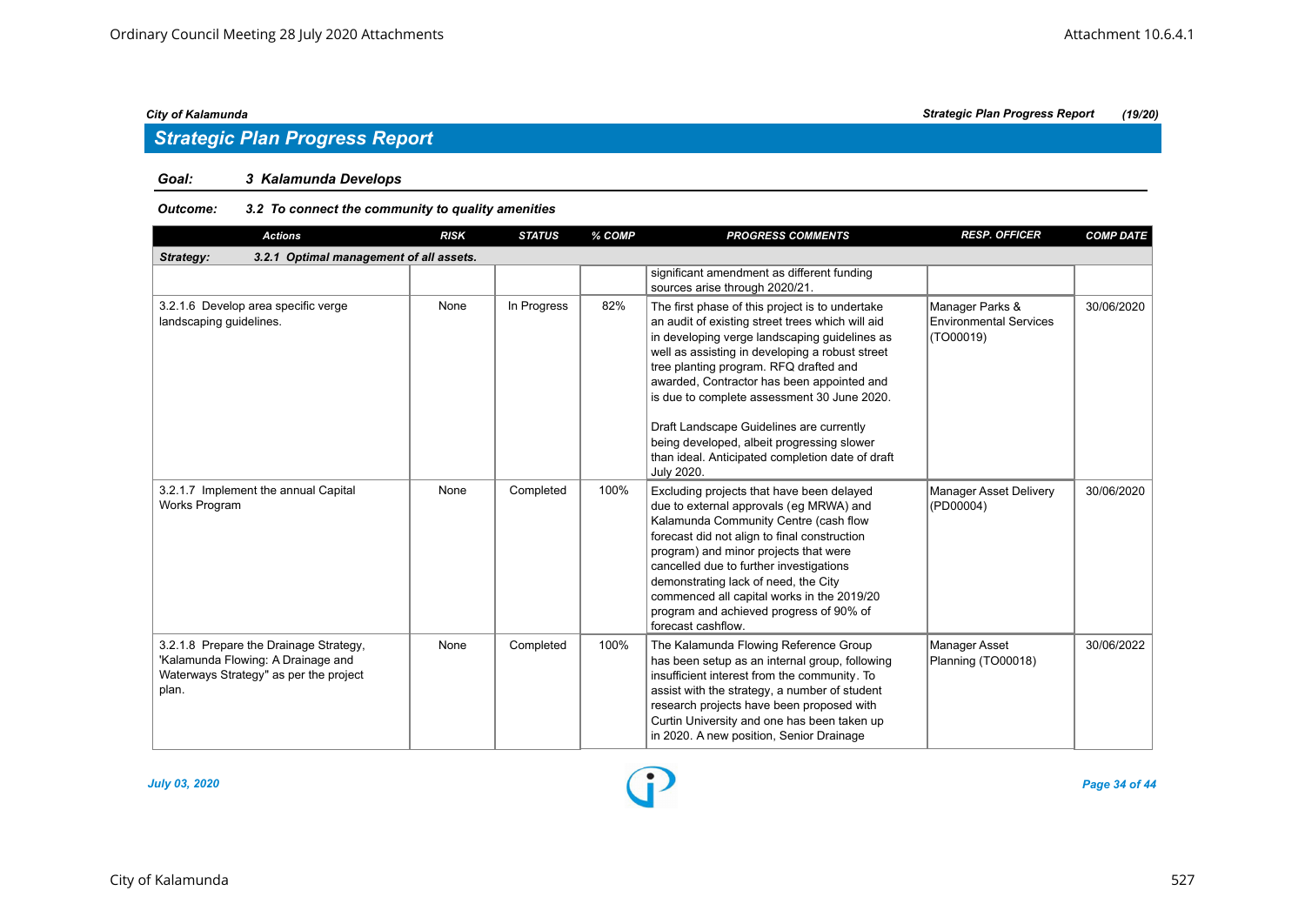## Strategic Plan Progress Report

**Goal:** *3 Kalamunda Develops*

**Outcome:** *3.2 To connect the community to quality amenities*

| Actions | RISK | STATUS | % COMP | PROGRESS COMMENTS | RESP. OFFICER | COMP DATE |
|---|---|---|---|---|---|---|
| **Strategy: 3.2.1 Optimal management of all assets.** | | | | | | |
| | | | | significant amendment as different funding sources arise through 2020/21. | | |
| 3.2.1.6 Develop area specific verge landscaping guidelines. | None | In Progress | 82% | The first phase of this project is to undertake an audit of existing street trees which will aid in developing verge landscaping guidelines as well as assisting in developing a robust street tree planting program. RFQ drafted and awarded, Contractor has been appointed and is due to complete assessment 30 June 2020.<br><br>Draft Landscape Guidelines are currently being developed, albeit progressing slower than ideal. Anticipated completion date of draft July 2020. | Manager Parks & Environmental Services (TO00019) | 30/06/2020 |
| 3.2.1.7 Implement the annual Capital Works Program | None | Completed | 100% | Excluding projects that have been delayed due to external approvals (eg MRWA) and Kalamunda Community Centre (cash flow forecast did not align to final construction program) and minor projects that were cancelled due to further investigations demonstrating lack of need, the City commenced all capital works in the 2019/20 program and achieved progress of 90% of forecast cashflow. | Manager Asset Delivery (PD00004) | 30/06/2020 |
| 3.2.1.8 Prepare the Drainage Strategy, 'Kalamunda Flowing: A Drainage and Waterways Strategy" as per the project plan. | None | Completed | 100% | The Kalamunda Flowing Reference Group has been setup as an internal group, following insufficient interest from the community. To assist with the strategy, a number of student research projects have been proposed with Curtin University and one has been taken up in 2020. A new position, Senior Drainage | Manager Asset Planning (TO00018) | 30/06/2022 |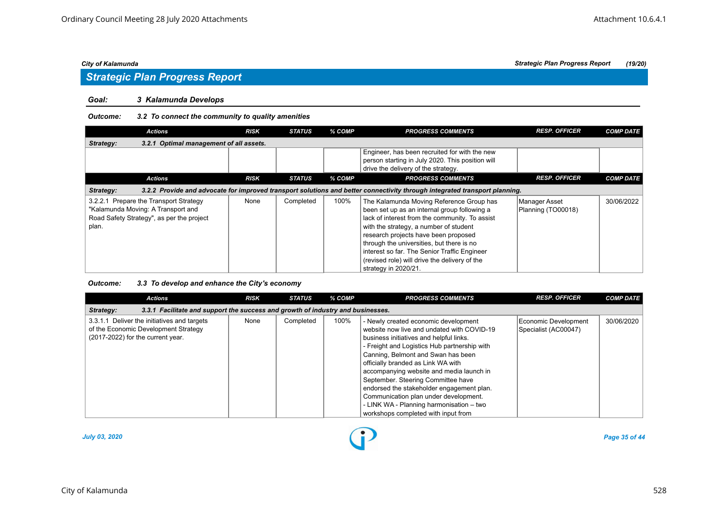## Strategic Plan Progress Report

**Goal: 3 Kalamunda Develops**

**Outcome: 3.2 To connect the community to quality amenities**

| Actions | RISK | STATUS | % COMP | PROGRESS COMMENTS | RESP. OFFICER | COMP DATE |
|---|---|---|---|---|---|---|
| **Strategy: 3.2.1 Optimal management of all assets.** | | | | | | |
| | | | | Engineer, has been recruited for with the new person starting in July 2020. This position will drive the delivery of the strategy. | | |

| Actions | RISK | STATUS | % COMP | PROGRESS COMMENTS | RESP. OFFICER | COMP DATE |
|---|---|---|---|---|---|---|
| **Strategy: 3.2.2 Provide and advocate for improved transport solutions and better connectivity through integrated transport planning.** | | | | | | |
| 3.2.2.1 Prepare the Transport Strategy "Kalamunda Moving: A Transport and Road Safety Strategy", as per the project plan. | None | Completed | 100% | The Kalamunda Moving Reference Group has been set up as an internal group following a lack of interest from the community. To assist with the strategy, a number of student research projects have been proposed through the universities, but there is no interest so far. The Senior Traffic Engineer (revised role) will drive the delivery of the strategy in 2020/21. | Manager Asset Planning (TO00018) | 30/06/2022 |

**Outcome: 3.3 To develop and enhance the City's economy**

| Actions | RISK | STATUS | % COMP | PROGRESS COMMENTS | RESP. OFFICER | COMP DATE |
|---|---|---|---|---|---|---|
| **Strategy: 3.3.1 Facilitate and support the success and growth of industry and businesses.** | | | | | | |
| 3.3.1.1 Deliver the initiatives and targets of the Economic Development Strategy (2017-2022) for the current year. | None | Completed | 100% | - Newly created economic development website now live and undated with COVID-19 business initiatives and helpful links.<br>- Freight and Logistics Hub partnership with Canning, Belmont and Swan has been officially branded as Link WA with accompanying website and media launch in September. Steering Committee have endorsed the stakeholder engagement plan. Communication plan under development.<br>- LINK WA - Planning harmonisation – two workshops completed with input from | Economic Development Specialist (AC00047) | 30/06/2020 |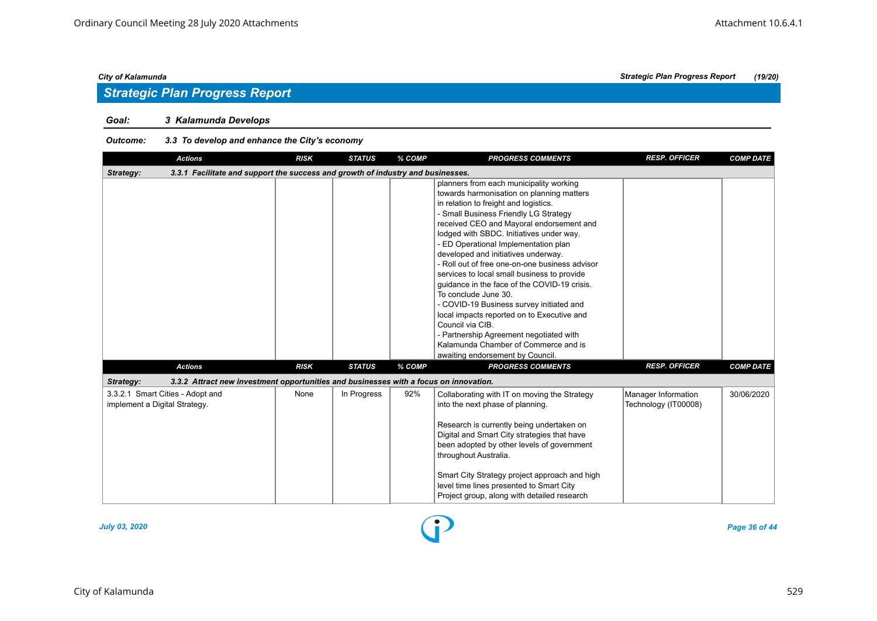## Strategic Plan Progress Report

**Goal:** **3 Kalamunda Develops**

**Outcome:** **3.3 To develop and enhance the City's economy**

| Actions | RISK | STATUS | % COMP | PROGRESS COMMENTS | RESP. OFFICER | COMP DATE |
|---|---|---|---|---|---|---|
| **Strategy: 3.3.1 Facilitate and support the success and growth of industry and businesses.** | | | | | | |
| | | | | planners from each municipality working towards harmonisation on planning matters in relation to freight and logistics.<br>- Small Business Friendly LG Strategy received CEO and Mayoral endorsement and lodged with SBDC. Initiatives under way.<br>- ED Operational Implementation plan developed and initiatives underway.<br>- Roll out of free one-on-one business advisor services to local small business to provide guidance in the face of the COVID-19 crisis. To conclude June 30.<br>- COVID-19 Business survey initiated and local impacts reported on to Executive and Council via CIB.<br>- Partnership Agreement negotiated with Kalamunda Chamber of Commerce and is awaiting endorsement by Council. | | |
| **Strategy: 3.3.2 Attract new investment opportunities and businesses with a focus on innovation.** | | | | | | |
| 3.3.2.1 Smart Cities - Adopt and implement a Digital Strategy. | None | In Progress | 92% | Collaborating with IT on moving the Strategy into the next phase of planning.<br><br>Research is currently being undertaken on Digital and Smart City strategies that have been adopted by other levels of government throughout Australia.<br><br>Smart City Strategy project approach and high level time lines presented to Smart City Project group, along with detailed research | Manager Information Technology (IT00008) | 30/06/2020 |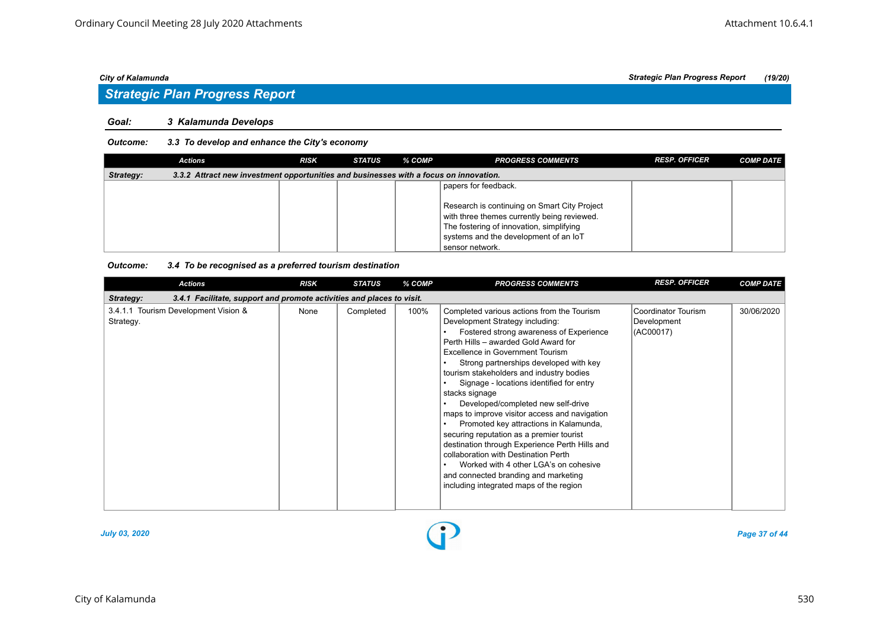## Strategic Plan Progress Report

**Goal:** *3 Kalamunda Develops*

**Outcome:** *3.3 To develop and enhance the City's economy*

| Actions | RISK | STATUS | % COMP | PROGRESS COMMENTS | RESP. OFFICER | COMP DATE |
|---|---|---|---|---|---|---|
| **Strategy: 3.3.2 Attract new investment opportunities and businesses with a focus on innovation.** | | | | | | |
| | | | | papers for feedback.<br><br>Research is continuing on Smart City Project with three themes currently being reviewed. The fostering of innovation, simplifying systems and the development of an IoT sensor network. | | |

**Outcome:** *3.4 To be recognised as a preferred tourism destination*

| Actions | RISK | STATUS | % COMP | PROGRESS COMMENTS | RESP. OFFICER | COMP DATE |
|---|---|---|---|---|---|---|
| **Strategy: 3.4.1 Facilitate, support and promote activities and places to visit.** | | | | | | |
| 3.4.1.1 Tourism Development Vision & Strategy. | None | Completed | 100% | Completed various actions from the Tourism Development Strategy including:<br>• Fostered strong awareness of Experience Perth Hills – awarded Gold Award for Excellence in Government Tourism<br>• Strong partnerships developed with key tourism stakeholders and industry bodies<br>• Signage - locations identified for entry stacks signage<br>• Developed/completed new self-drive maps to improve visitor access and navigation<br>• Promoted key attractions in Kalamunda, securing reputation as a premier tourist destination through Experience Perth Hills and collaboration with Destination Perth<br>• Worked with 4 other LGA's on cohesive and connected branding and marketing including integrated maps of the region | Coordinator Tourism Development (AC00017) | 30/06/2020 |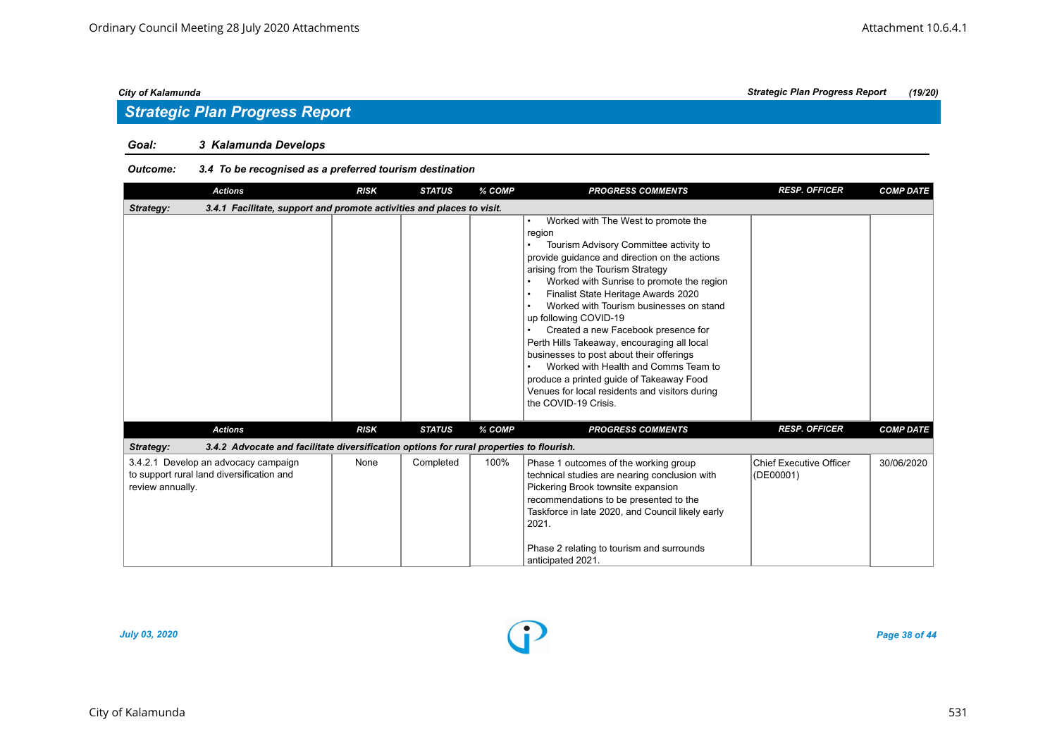## Strategic Plan Progress Report

**Goal: 3 Kalamunda Develops**

**Outcome: 3.4 To be recognised as a preferred tourism destination**

| Actions | RISK | STATUS | % COMP | PROGRESS COMMENTS | RESP. OFFICER | COMP DATE |
|---|---|---|---|---|---|---|
| **Strategy: 3.4.1 Facilitate, support and promote activities and places to visit.** | | | | | | |
| | | | | • Worked with The West to promote the region<br>• Tourism Advisory Committee activity to provide guidance and direction on the actions arising from the Tourism Strategy<br>• Worked with Sunrise to promote the region<br>• Finalist State Heritage Awards 2020<br>• Worked with Tourism businesses on stand up following COVID-19<br>• Created a new Facebook presence for Perth Hills Takeaway, encouraging all local businesses to post about their offerings<br>• Worked with Health and Comms Team to produce a printed guide of Takeaway Food Venues for local residents and visitors during the COVID-19 Crisis. | | |

| Actions | RISK | STATUS | % COMP | PROGRESS COMMENTS | RESP. OFFICER | COMP DATE |
|---|---|---|---|---|---|---|
| **Strategy: 3.4.2 Advocate and facilitate diversification options for rural properties to flourish.** | | | | | | |
| 3.4.2.1 Develop an advocacy campaign to support rural land diversification and review annually. | None | Completed | 100% | Phase 1 outcomes of the working group technical studies are nearing conclusion with Pickering Brook townsite expansion recommendations to be presented to the Taskforce in late 2020, and Council likely early 2021.<br><br>Phase 2 relating to tourism and surrounds anticipated 2021. | Chief Executive Officer (DE00001) | 30/06/2020 |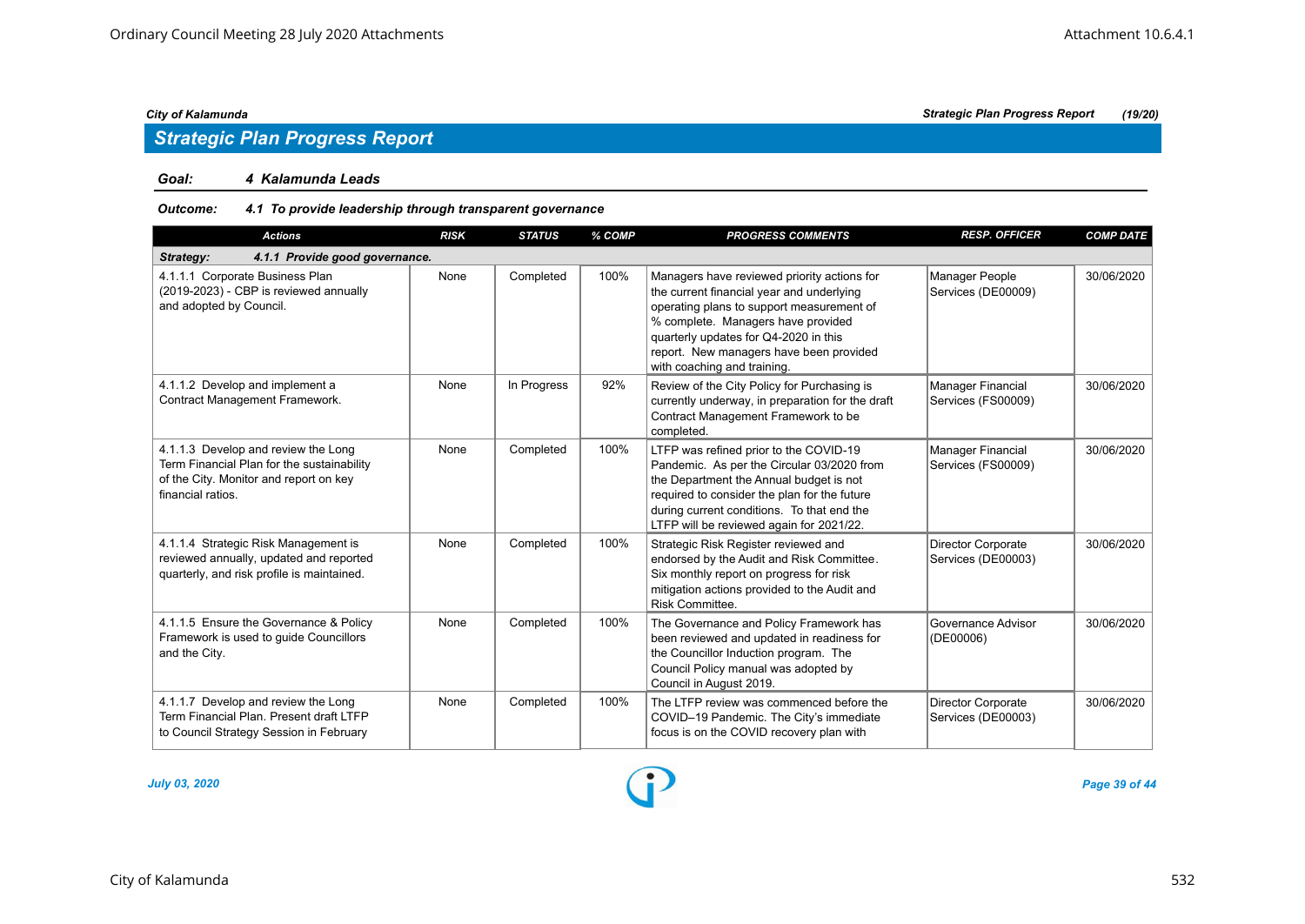## Strategic Plan Progress Report

**Goal:** *4 Kalamunda Leads*

**Outcome:** *4.1 To provide leadership through transparent governance*

| Actions | RISK | STATUS | % COMP | PROGRESS COMMENTS | RESP. OFFICER | COMP DATE |
|---|---|---|---|---|---|---|
| **Strategy: 4.1.1 Provide good governance.** | | | | | | |
| 4.1.1.1 Corporate Business Plan (2019-2023) - CBP is reviewed annually and adopted by Council. | None | Completed | 100% | Managers have reviewed priority actions for the current financial year and underlying operating plans to support measurement of % complete. Managers have provided quarterly updates for Q4-2020 in this report. New managers have been provided with coaching and training. | Manager People Services (DE00009) | 30/06/2020 |
| 4.1.1.2 Develop and implement a Contract Management Framework. | None | In Progress | 92% | Review of the City Policy for Purchasing is currently underway, in preparation for the draft Contract Management Framework to be completed. | Manager Financial Services (FS00009) | 30/06/2020 |
| 4.1.1.3 Develop and review the Long Term Financial Plan for the sustainability of the City. Monitor and report on key financial ratios. | None | Completed | 100% | LTFP was refined prior to the COVID-19 Pandemic. As per the Circular 03/2020 from the Department the Annual budget is not required to consider the plan for the future during current conditions. To that end the LTFP will be reviewed again for 2021/22. | Manager Financial Services (FS00009) | 30/06/2020 |
| 4.1.1.4 Strategic Risk Management is reviewed annually, updated and reported quarterly, and risk profile is maintained. | None | Completed | 100% | Strategic Risk Register reviewed and endorsed by the Audit and Risk Committee. Six monthly report on progress for risk mitigation actions provided to the Audit and Risk Committee. | Director Corporate Services (DE00003) | 30/06/2020 |
| 4.1.1.5 Ensure the Governance & Policy Framework is used to guide Councillors and the City. | None | Completed | 100% | The Governance and Policy Framework has been reviewed and updated in readiness for the Councillor Induction program. The Council Policy manual was adopted by Council in August 2019. | Governance Advisor (DE00006) | 30/06/2020 |
| 4.1.1.7 Develop and review the Long Term Financial Plan. Present draft LTFP to Council Strategy Session in February | None | Completed | 100% | The LTFP review was commenced before the COVID–19 Pandemic. The City's immediate focus is on the COVID recovery plan with | Director Corporate Services (DE00003) | 30/06/2020 |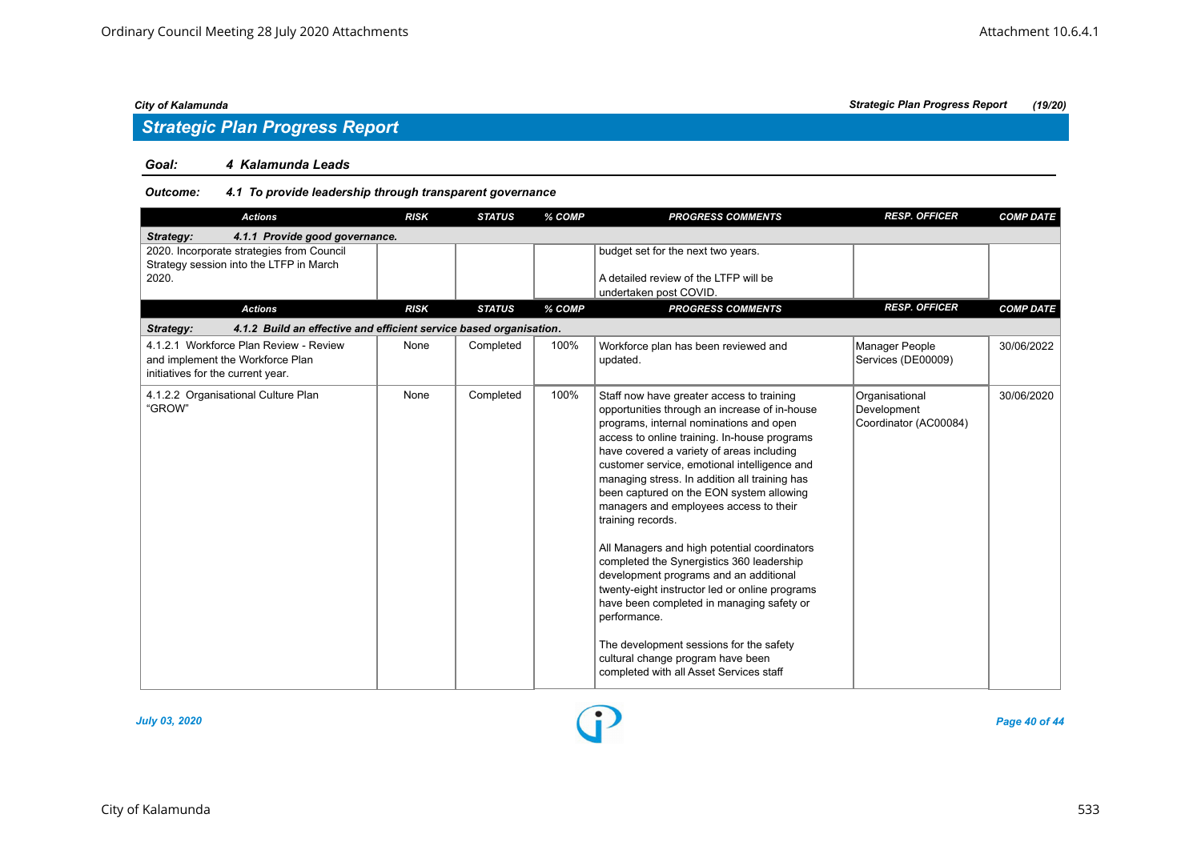## Strategic Plan Progress Report

**Goal:** *4 Kalamunda Leads*

**Outcome:** *4.1 To provide leadership through transparent governance*

| Actions | RISK | STATUS | % COMP | PROGRESS COMMENTS | RESP. OFFICER | COMP DATE |
|---|---|---|---|---|---|---|
| **Strategy: 4.1.1 Provide good governance.** | | | | | | |
| 2020. Incorporate strategies from Council Strategy session into the LTFP in March 2020. | | | | budget set for the next two years.<br><br>A detailed review of the LTFP will be undertaken post COVID. | | |

| Actions | RISK | STATUS | % COMP | PROGRESS COMMENTS | RESP. OFFICER | COMP DATE |
|---|---|---|---|---|---|---|
| **Strategy: 4.1.2 Build an effective and efficient service based organisation.** | | | | | | |
| 4.1.2.1 Workforce Plan Review - Review and implement the Workforce Plan initiatives for the current year. | None | Completed | 100% | Workforce plan has been reviewed and updated. | Manager People Services (DE00009) | 30/06/2022 |
| 4.1.2.2 Organisational Culture Plan "GROW" | None | Completed | 100% | Staff now have greater access to training opportunities through an increase of in-house programs, internal nominations and open access to online training. In-house programs have covered a variety of areas including customer service, emotional intelligence and managing stress. In addition all training has been captured on the EON system allowing managers and employees access to their training records.<br><br>All Managers and high potential coordinators completed the Synergistics 360 leadership development programs and an additional twenty-eight instructor led or online programs have been completed in managing safety or performance.<br><br>The development sessions for the safety cultural change program have been completed with all Asset Services staff | Organisational Development Coordinator (AC00084) | 30/06/2020 |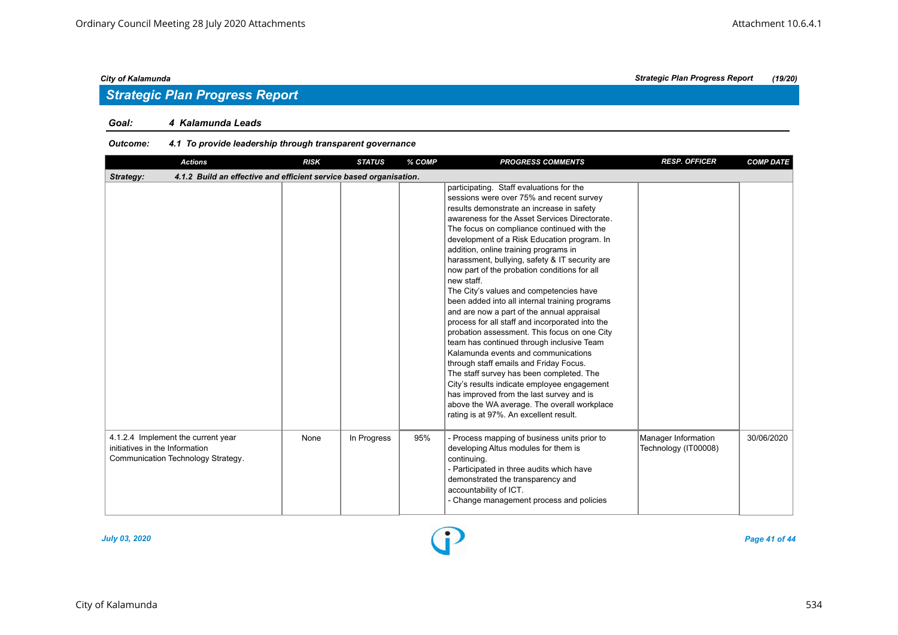## Strategic Plan Progress Report

**Goal: 4 Kalamunda Leads**

***Outcome: 4.1 To provide leadership through transparent governance***

| Actions | RISK | STATUS | % COMP | PROGRESS COMMENTS | RESP. OFFICER | COMP DATE |
|---|---|---|---|---|---|---|
| ***Strategy: 4.1.2 Build an effective and efficient service based organisation.*** | | | | | | |
| | | | | participating. Staff evaluations for the sessions were over 75% and recent survey results demonstrate an increase in safety awareness for the Asset Services Directorate. The focus on compliance continued with the development of a Risk Education program. In addition, online training programs in harassment, bullying, safety & IT security are now part of the probation conditions for all new staff. The City's values and competencies have been added into all internal training programs and are now a part of the annual appraisal process for all staff and incorporated into the probation assessment. This focus on one City team has continued through inclusive Team Kalamunda events and communications through staff emails and Friday Focus. The staff survey has been completed. The City's results indicate employee engagement has improved from the last survey and is above the WA average. The overall workplace rating is at 97%. An excellent result. | | |
| 4.1.2.4 Implement the current year initiatives in the Information Communication Technology Strategy. | None | In Progress | 95% | - Process mapping of business units prior to developing Altus modules for them is continuing.<br>- Participated in three audits which have demonstrated the transparency and accountability of ICT.<br>- Change management process and policies | Manager Information Technology (IT00008) | 30/06/2020 |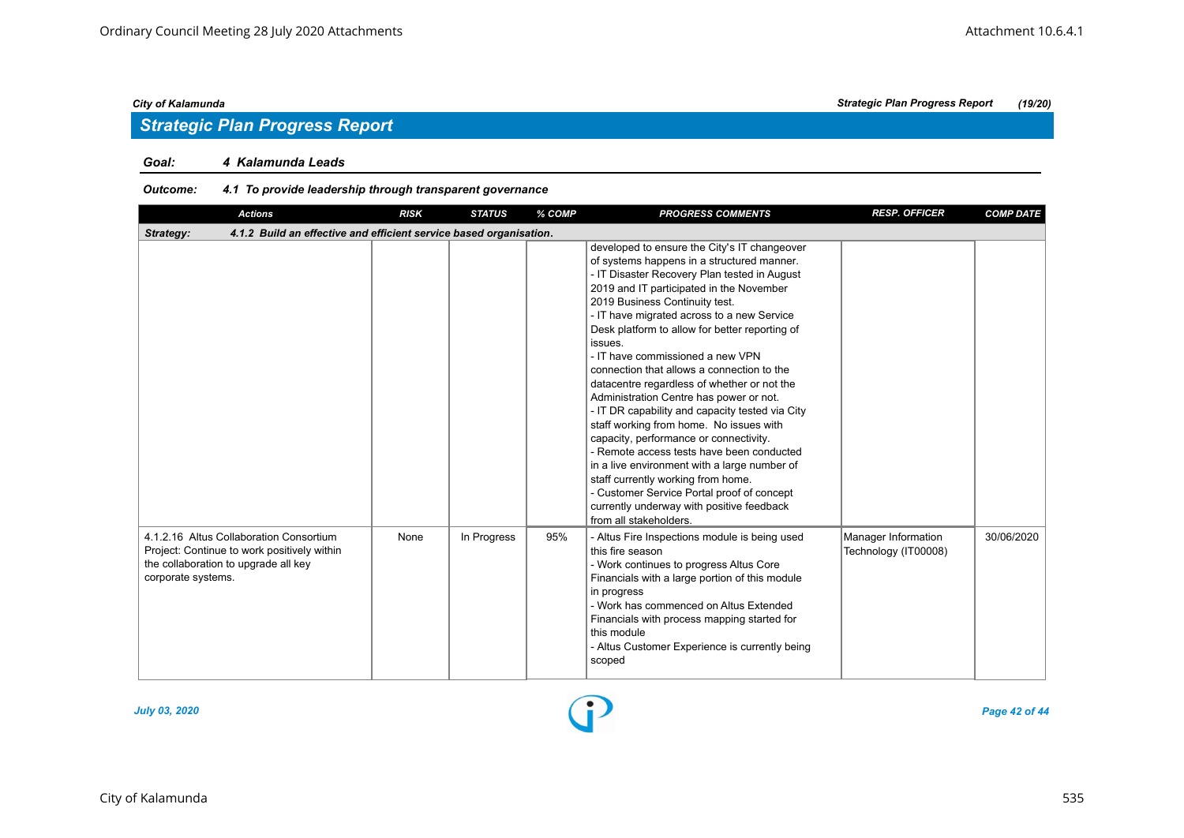## Strategic Plan Progress Report

**Goal:** 4 Kalamunda Leads

**Outcome:** 4.1 To provide leadership through transparent governance

| Actions | RISK | STATUS | % COMP | PROGRESS COMMENTS | RESP. OFFICER | COMP DATE |
|---|---|---|---|---|---|---|
| **Strategy: 4.1.2 Build an effective and efficient service based organisation.** | | | | | | |
| | | | | developed to ensure the City's IT changeover of systems happens in a structured manner.<br>- IT Disaster Recovery Plan tested in August 2019 and IT participated in the November 2019 Business Continuity test.<br>- IT have migrated across to a new Service Desk platform to allow for better reporting of issues.<br>- IT have commissioned a new VPN connection that allows a connection to the datacentre regardless of whether or not the Administration Centre has power or not.<br>- IT DR capability and capacity tested via City staff working from home. No issues with capacity, performance or connectivity.<br>- Remote access tests have been conducted in a live environment with a large number of staff currently working from home.<br>- Customer Service Portal proof of concept currently underway with positive feedback from all stakeholders. | | |
| 4.1.2.16 Altus Collaboration Consortium Project: Continue to work positively within the collaboration to upgrade all key corporate systems. | None | In Progress | 95% | - Altus Fire Inspections module is being used this fire season<br>- Work continues to progress Altus Core Financials with a large portion of this module in progress<br>- Work has commenced on Altus Extended Financials with process mapping started for this module<br>- Altus Customer Experience is currently being scoped | Manager Information Technology (IT00008) | 30/06/2020 |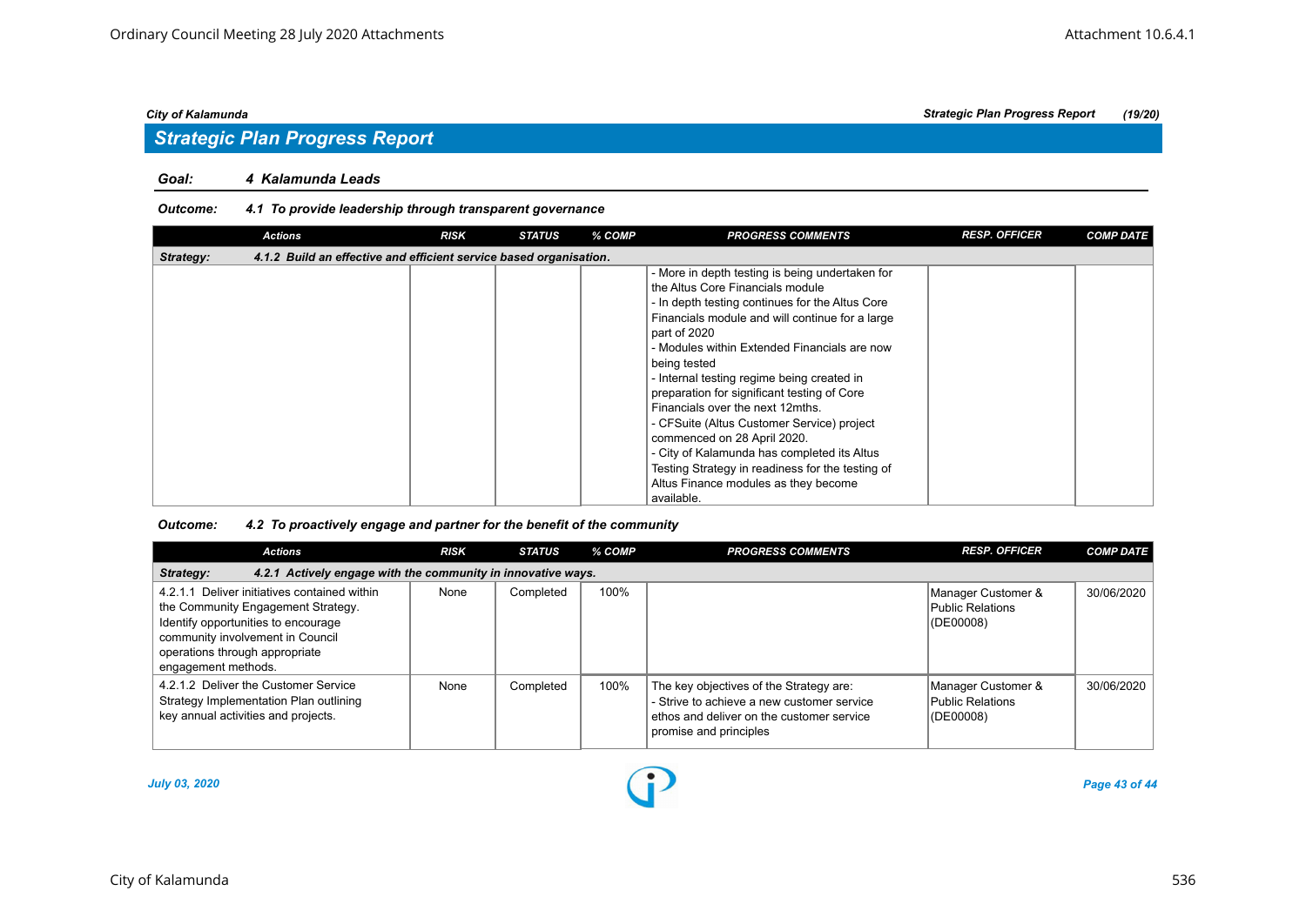## Strategic Plan Progress Report

**Goal:** *4 Kalamunda Leads*

**Outcome:** *4.1 To provide leadership through transparent governance*

| Actions | RISK | STATUS | % COMP | PROGRESS COMMENTS | RESP. OFFICER | COMP DATE |
|---|---|---|---|---|---|---|
| **Strategy: 4.1.2 Build an effective and efficient service based organisation.** | | | | | | |
| | | | | - More in depth testing is being undertaken for the Altus Core Financials module<br>- In depth testing continues for the Altus Core Financials module and will continue for a large part of 2020<br>- Modules within Extended Financials are now being tested<br>- Internal testing regime being created in preparation for significant testing of Core Financials over the next 12mths.<br>- CFSuite (Altus Customer Service) project commenced on 28 April 2020.<br>- City of Kalamunda has completed its Altus Testing Strategy in readiness for the testing of Altus Finance modules as they become available. | | |

**Outcome:** *4.2 To proactively engage and partner for the benefit of the community*

| Actions | RISK | STATUS | % COMP | PROGRESS COMMENTS | RESP. OFFICER | COMP DATE |
|---|---|---|---|---|---|---|
| **Strategy: 4.2.1 Actively engage with the community in innovative ways.** | | | | | | |
| 4.2.1.1 Deliver initiatives contained within the Community Engagement Strategy. Identify opportunities to encourage community involvement in Council operations through appropriate engagement methods. | None | Completed | 100% | | Manager Customer & Public Relations (DE00008) | 30/06/2020 |
| 4.2.1.2 Deliver the Customer Service Strategy Implementation Plan outlining key annual activities and projects. | None | Completed | 100% | The key objectives of the Strategy are:<br>- Strive to achieve a new customer service ethos and deliver on the customer service promise and principles | Manager Customer & Public Relations (DE00008) | 30/06/2020 |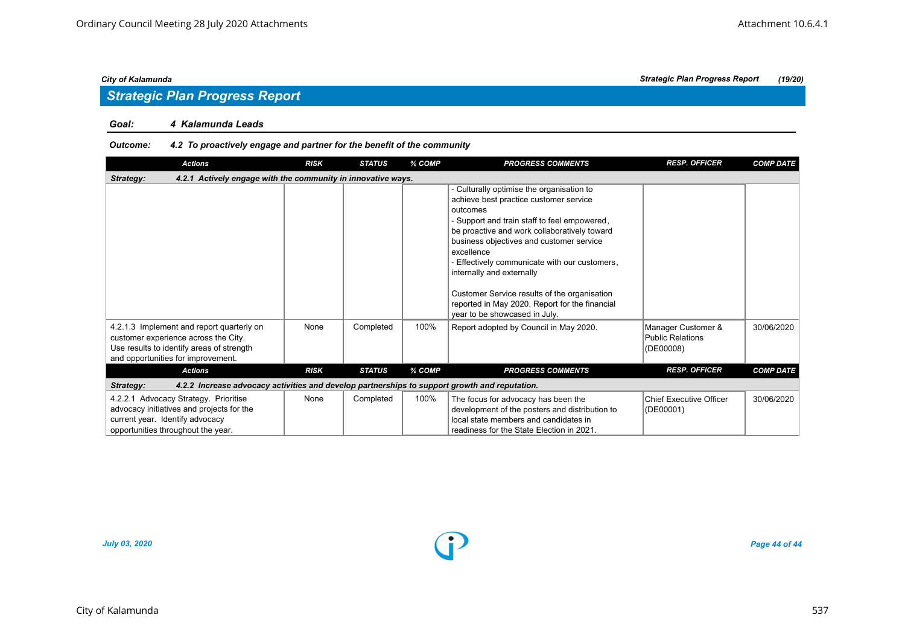## Strategic Plan Progress Report

**Goal:** *4 Kalamunda Leads*

**Outcome:** *4.2 To proactively engage and partner for the benefit of the community*

| Actions | RISK | STATUS | % COMP | PROGRESS COMMENTS | RESP. OFFICER | COMP DATE |
|---|---|---|---|---|---|---|
| **Strategy: 4.2.1 Actively engage with the community in innovative ways.** | | | | | | |
| | | | | - Culturally optimise the organisation to achieve best practice customer service outcomes<br>- Support and train staff to feel empowered, be proactive and work collaboratively toward business objectives and customer service excellence<br>- Effectively communicate with our customers, internally and externally<br><br>Customer Service results of the organisation reported in May 2020. Report for the financial year to be showcased in July. | | |
| 4.2.1.3 Implement and report quarterly on customer experience across the City. Use results to identify areas of strength and opportunities for improvement. | None | Completed | 100% | Report adopted by Council in May 2020. | Manager Customer & Public Relations (DE00008) | 30/06/2020 |
| **Strategy: 4.2.2 Increase advocacy activities and develop partnerships to support growth and reputation.** | | | | | | |
| 4.2.2.1 Advocacy Strategy. Prioritise advocacy initiatives and projects for the current year. Identify advocacy opportunities throughout the year. | None | Completed | 100% | The focus for advocacy has been the development of the posters and distribution to local state members and candidates in readiness for the State Election in 2021. | Chief Executive Officer (DE00001) | 30/06/2020 |